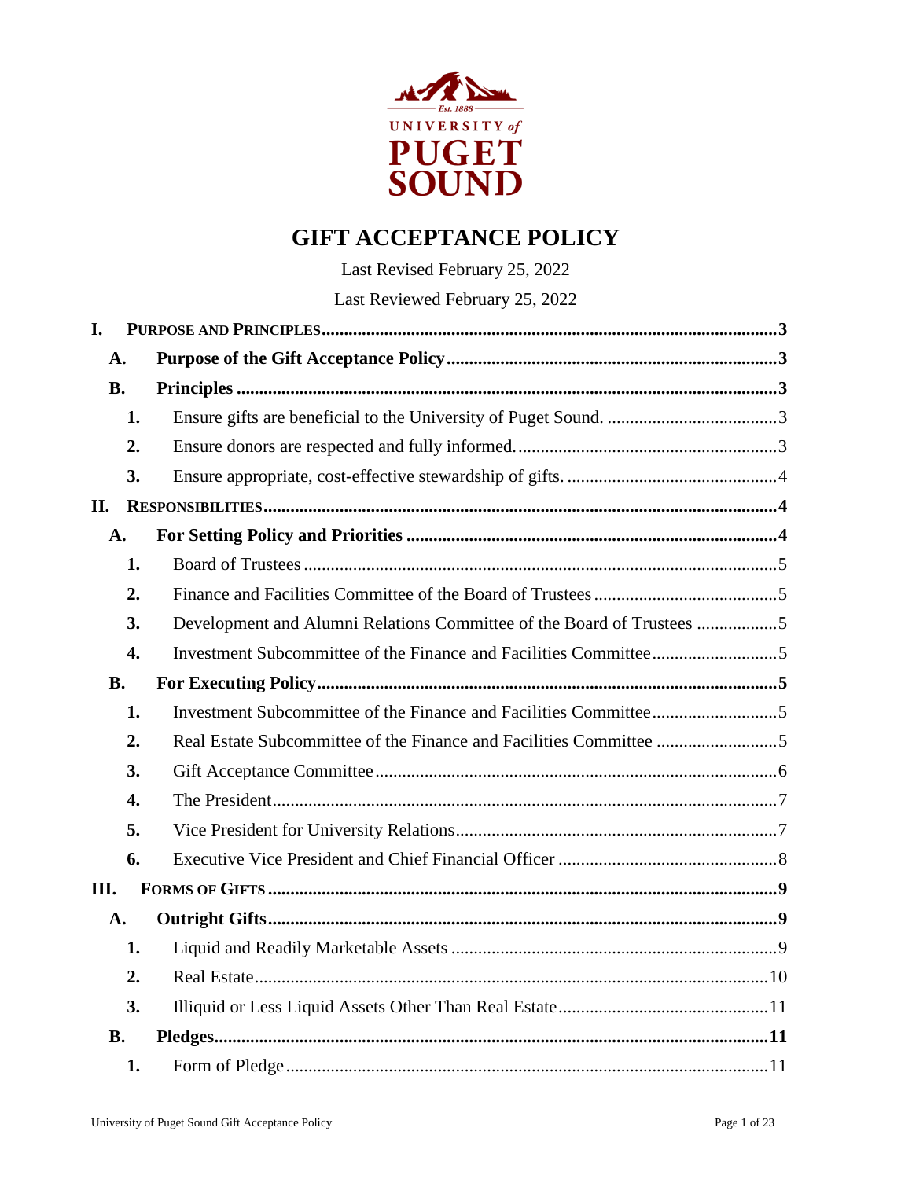UNIVERSITY of PUGET SOUND

Est. 1888

# GIFT ACCEPTANCE POLICY

Last Revised February 25, 2022

Last Reviewed February 25, 2022

- **I. PURPOSE AND PRINCIPLES** .......... 3
  - **A. Purpose of the Gift Acceptance Policy** .......... 3
  - **B. Principles** .......... 3
    - 1. Ensure gifts are beneficial to the University of Puget Sound. .......... 3
    - 2. Ensure donors are respected and fully informed. .......... 3
    - 3. Ensure appropriate, cost-effective stewardship of gifts. .......... 4
- **II. RESPONSIBILITIES** .......... 4
  - **A. For Setting Policy and Priorities** .......... 4
    - 1. Board of Trustees .......... 5
    - 2. Finance and Facilities Committee of the Board of Trustees .......... 5
    - 3. Development and Alumni Relations Committee of the Board of Trustees .......... 5
    - 4. Investment Subcommittee of the Finance and Facilities Committee .......... 5
  - **B. For Executing Policy** .......... 5
    - 1. Investment Subcommittee of the Finance and Facilities Committee .......... 5
    - 2. Real Estate Subcommittee of the Finance and Facilities Committee .......... 5
    - 3. Gift Acceptance Committee .......... 6
    - 4. The President .......... 7
    - 5. Vice President for University Relations .......... 7
    - 6. Executive Vice President and Chief Financial Officer .......... 8
- **III. FORMS OF GIFTS** .......... 9
  - **A. Outright Gifts** .......... 9
    - 1. Liquid and Readily Marketable Assets .......... 9
    - 2. Real Estate .......... 10
    - 3. Illiquid or Less Liquid Assets Other Than Real Estate .......... 11
  - **B. Pledges** .......... 11
    - 1. Form of Pledge .......... 11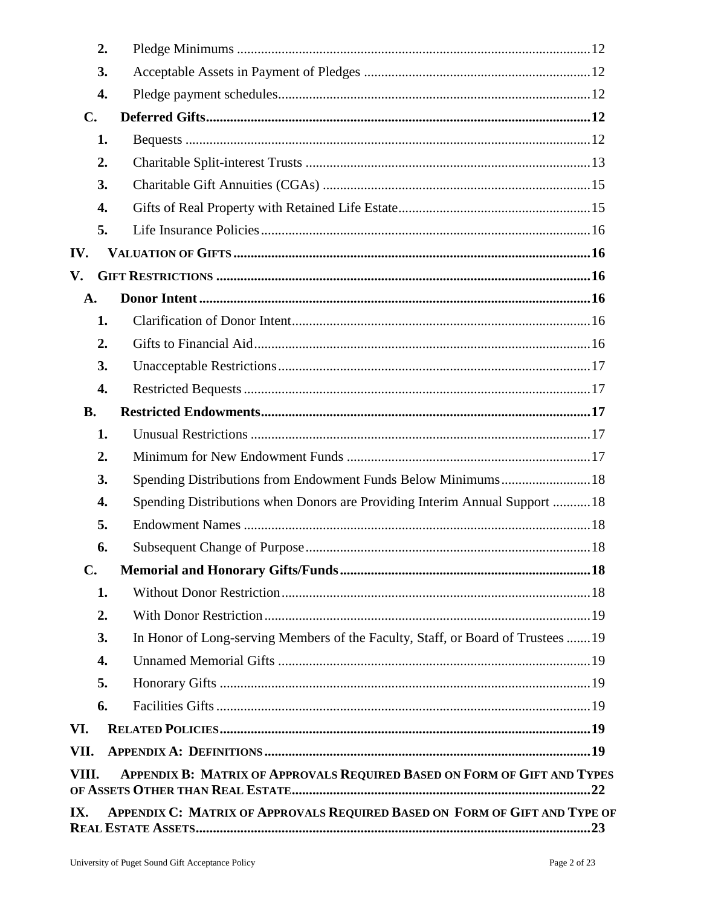2. Pledge Minimums ....................................................................................................12

3. Acceptable Assets in Payment of Pledges ..................................................................12

4. Pledge payment schedules..........................................................................................12

**C. Deferred Gifts..............................................................................................................12**

1. Bequests ....................................................................................................................12

2. Charitable Split-interest Trusts ..................................................................................13

3. Charitable Gift Annuities (CGAs) .............................................................................15

4. Gifts of Real Property with Retained Life Estate........................................................15

5. Life Insurance Policies...............................................................................................16

**IV. VALUATION OF GIFTS .......................................................................................................16**

**V. GIFT RESTRICTIONS ..........................................................................................................16**

**A. Donor Intent ................................................................................................................16**

1. Clarification of Donor Intent......................................................................................16

2. Gifts to Financial Aid.................................................................................................16

3. Unacceptable Restrictions..........................................................................................17

4. Restricted Bequests ....................................................................................................17

**B. Restricted Endowments...............................................................................................17**

1. Unusual Restrictions ..................................................................................................17

2. Minimum for New Endowment Funds ......................................................................17

3. Spending Distributions from Endowment Funds Below Minimums..........................18

4. Spending Distributions when Donors are Providing Interim Annual Support ...........18

5. Endowment Names ....................................................................................................18

6. Subsequent Change of Purpose..................................................................................18

**C. Memorial and Honorary Gifts/Funds.........................................................................18**

1. Without Donor Restriction.........................................................................................18

2. With Donor Restriction..............................................................................................19

3. In Honor of Long-serving Members of the Faculty, Staff, or Board of Trustees .......19

4. Unnamed Memorial Gifts ..........................................................................................19

5. Honorary Gifts ...........................................................................................................19

6. Facilities Gifts ............................................................................................................19

**VI. RELATED POLICIES...........................................................................................................19**

**VII. APPENDIX A: DEFINITIONS .............................................................................................19**

**VIII. APPENDIX B: MATRIX OF APPROVALS REQUIRED BASED ON FORM OF GIFT AND TYPES OF ASSETS OTHER THAN REAL ESTATE.......................................................................................22**

**IX. APPENDIX C: MATRIX OF APPROVALS REQUIRED BASED ON FORM OF GIFT AND TYPE OF REAL ESTATE ASSETS..................................................................................................................23**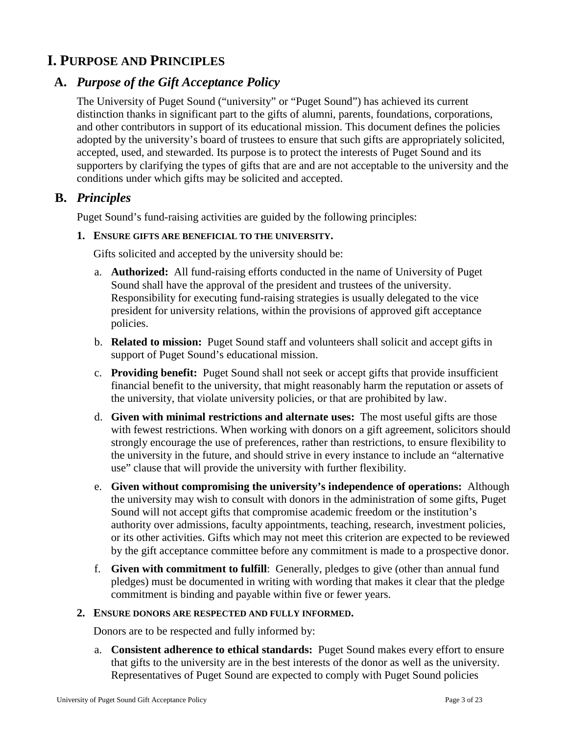# I. Purpose and Principles

## A. *Purpose of the Gift Acceptance Policy*

The University of Puget Sound ("university" or "Puget Sound") has achieved its current distinction thanks in significant part to the gifts of alumni, parents, foundations, corporations, and other contributors in support of its educational mission. This document defines the policies adopted by the university's board of trustees to ensure that such gifts are appropriately solicited, accepted, used, and stewarded. Its purpose is to protect the interests of Puget Sound and its supporters by clarifying the types of gifts that are and are not acceptable to the university and the conditions under which gifts may be solicited and accepted.

## B. *Principles*

Puget Sound's fund-raising activities are guided by the following principles:

### 1. Ensure gifts are beneficial to the university.

Gifts solicited and accepted by the university should be:

a. **Authorized:** All fund-raising efforts conducted in the name of University of Puget Sound shall have the approval of the president and trustees of the university. Responsibility for executing fund-raising strategies is usually delegated to the vice president for university relations, within the provisions of approved gift acceptance policies.

b. **Related to mission:** Puget Sound staff and volunteers shall solicit and accept gifts in support of Puget Sound's educational mission.

c. **Providing benefit:** Puget Sound shall not seek or accept gifts that provide insufficient financial benefit to the university, that might reasonably harm the reputation or assets of the university, that violate university policies, or that are prohibited by law.

d. **Given with minimal restrictions and alternate uses:** The most useful gifts are those with fewest restrictions. When working with donors on a gift agreement, solicitors should strongly encourage the use of preferences, rather than restrictions, to ensure flexibility to the university in the future, and should strive in every instance to include an "alternative use" clause that will provide the university with further flexibility.

e. **Given without compromising the university's independence of operations:** Although the university may wish to consult with donors in the administration of some gifts, Puget Sound will not accept gifts that compromise academic freedom or the institution's authority over admissions, faculty appointments, teaching, research, investment policies, or its other activities. Gifts which may not meet this criterion are expected to be reviewed by the gift acceptance committee before any commitment is made to a prospective donor.

f. **Given with commitment to fulfill**: Generally, pledges to give (other than annual fund pledges) must be documented in writing with wording that makes it clear that the pledge commitment is binding and payable within five or fewer years.

### 2. Ensure donors are respected and fully informed.

Donors are to be respected and fully informed by:

a. **Consistent adherence to ethical standards:** Puget Sound makes every effort to ensure that gifts to the university are in the best interests of the donor as well as the university. Representatives of Puget Sound are expected to comply with Puget Sound policies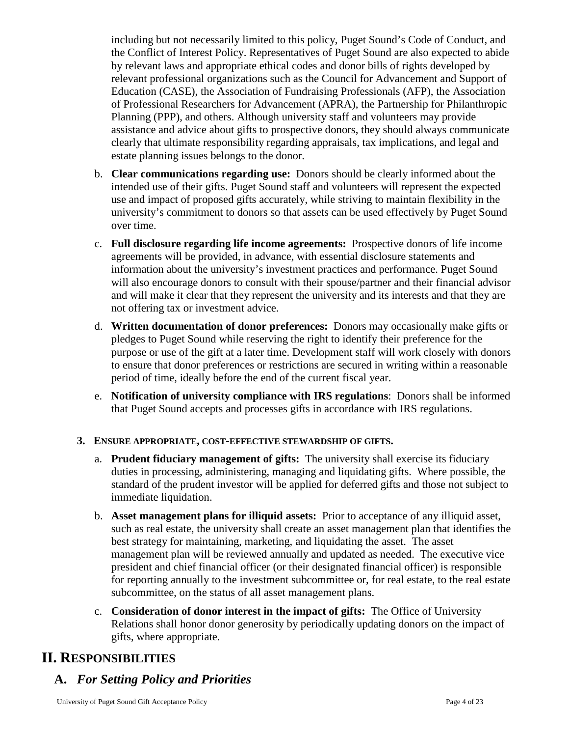including but not necessarily limited to this policy, Puget Sound's Code of Conduct, and the Conflict of Interest Policy. Representatives of Puget Sound are also expected to abide by relevant laws and appropriate ethical codes and donor bills of rights developed by relevant professional organizations such as the Council for Advancement and Support of Education (CASE), the Association of Fundraising Professionals (AFP), the Association of Professional Researchers for Advancement (APRA), the Partnership for Philanthropic Planning (PPP), and others. Although university staff and volunteers may provide assistance and advice about gifts to prospective donors, they should always communicate clearly that ultimate responsibility regarding appraisals, tax implications, and legal and estate planning issues belongs to the donor.

b. **Clear communications regarding use:** Donors should be clearly informed about the intended use of their gifts. Puget Sound staff and volunteers will represent the expected use and impact of proposed gifts accurately, while striving to maintain flexibility in the university's commitment to donors so that assets can be used effectively by Puget Sound over time.

c. **Full disclosure regarding life income agreements:** Prospective donors of life income agreements will be provided, in advance, with essential disclosure statements and information about the university's investment practices and performance. Puget Sound will also encourage donors to consult with their spouse/partner and their financial advisor and will make it clear that they represent the university and its interests and that they are not offering tax or investment advice.

d. **Written documentation of donor preferences:** Donors may occasionally make gifts or pledges to Puget Sound while reserving the right to identify their preference for the purpose or use of the gift at a later time. Development staff will work closely with donors to ensure that donor preferences or restrictions are secured in writing within a reasonable period of time, ideally before the end of the current fiscal year.

e. **Notification of university compliance with IRS regulations**: Donors shall be informed that Puget Sound accepts and processes gifts in accordance with IRS regulations.

**3. ENSURE APPROPRIATE, COST-EFFECTIVE STEWARDSHIP OF GIFTS.**

a. **Prudent fiduciary management of gifts:** The university shall exercise its fiduciary duties in processing, administering, managing and liquidating gifts. Where possible, the standard of the prudent investor will be applied for deferred gifts and those not subject to immediate liquidation.

b. **Asset management plans for illiquid assets:** Prior to acceptance of any illiquid asset, such as real estate, the university shall create an asset management plan that identifies the best strategy for maintaining, marketing, and liquidating the asset. The asset management plan will be reviewed annually and updated as needed. The executive vice president and chief financial officer (or their designated financial officer) is responsible for reporting annually to the investment subcommittee or, for real estate, to the real estate subcommittee, on the status of all asset management plans.

c. **Consideration of donor interest in the impact of gifts:** The Office of University Relations shall honor donor generosity by periodically updating donors on the impact of gifts, where appropriate.

# II. RESPONSIBILITIES

## A. *For Setting Policy and Priorities*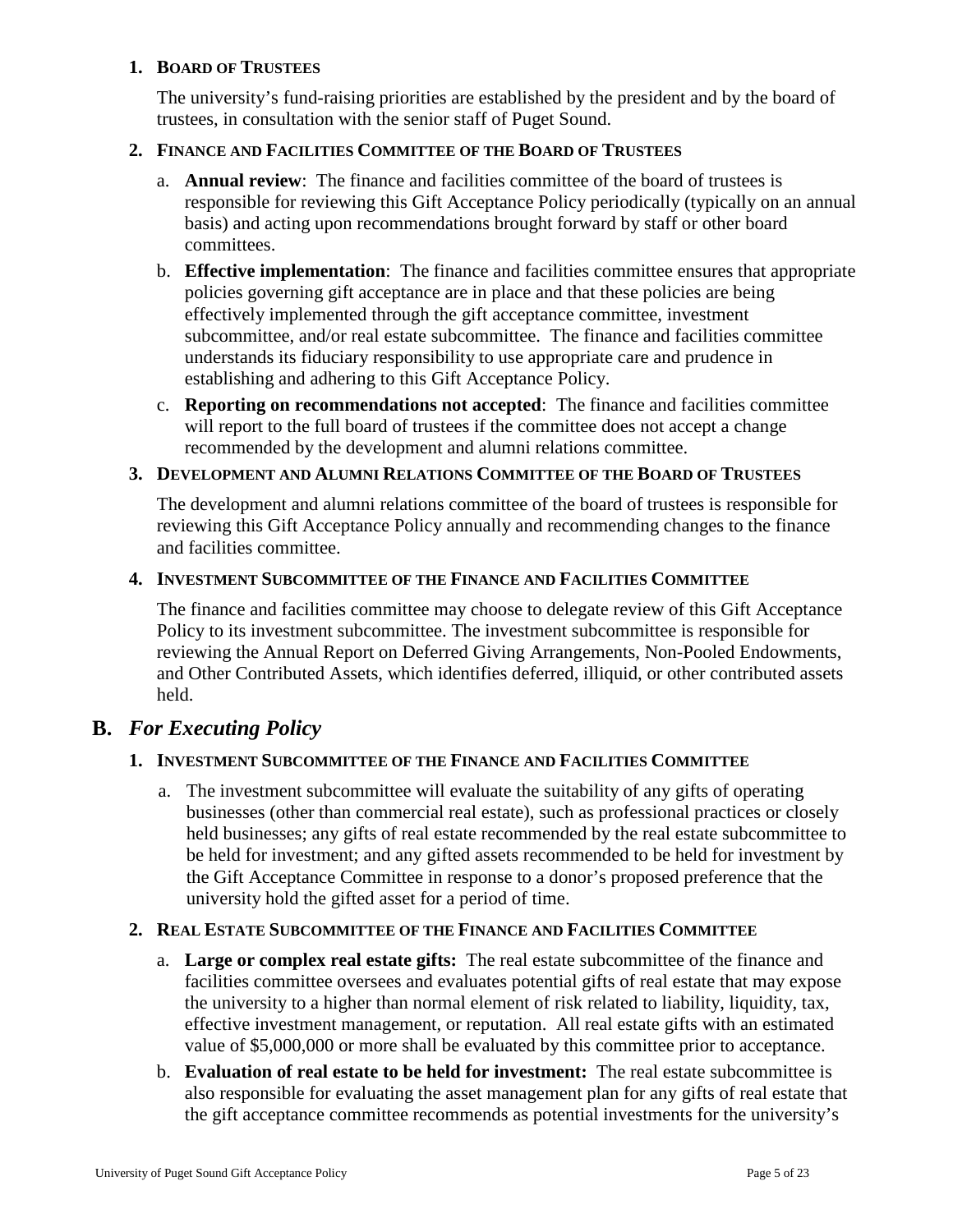### 1. Board of Trustees

The university's fund-raising priorities are established by the president and by the board of trustees, in consultation with the senior staff of Puget Sound.

### 2. Finance and Facilities Committee of the Board of Trustees

a. **Annual review**: The finance and facilities committee of the board of trustees is responsible for reviewing this Gift Acceptance Policy periodically (typically on an annual basis) and acting upon recommendations brought forward by staff or other board committees.

b. **Effective implementation**: The finance and facilities committee ensures that appropriate policies governing gift acceptance are in place and that these policies are being effectively implemented through the gift acceptance committee, investment subcommittee, and/or real estate subcommittee. The finance and facilities committee understands its fiduciary responsibility to use appropriate care and prudence in establishing and adhering to this Gift Acceptance Policy.

c. **Reporting on recommendations not accepted**: The finance and facilities committee will report to the full board of trustees if the committee does not accept a change recommended by the development and alumni relations committee.

### 3. Development and Alumni Relations Committee of the Board of Trustees

The development and alumni relations committee of the board of trustees is responsible for reviewing this Gift Acceptance Policy annually and recommending changes to the finance and facilities committee.

### 4. Investment Subcommittee of the Finance and Facilities Committee

The finance and facilities committee may choose to delegate review of this Gift Acceptance Policy to its investment subcommittee. The investment subcommittee is responsible for reviewing the Annual Report on Deferred Giving Arrangements, Non-Pooled Endowments, and Other Contributed Assets, which identifies deferred, illiquid, or other contributed assets held.

## B. *For Executing Policy*

### 1. Investment Subcommittee of the Finance and Facilities Committee

a. The investment subcommittee will evaluate the suitability of any gifts of operating businesses (other than commercial real estate), such as professional practices or closely held businesses; any gifts of real estate recommended by the real estate subcommittee to be held for investment; and any gifted assets recommended to be held for investment by the Gift Acceptance Committee in response to a donor's proposed preference that the university hold the gifted asset for a period of time.

### 2. Real Estate Subcommittee of the Finance and Facilities Committee

a. **Large or complex real estate gifts:** The real estate subcommittee of the finance and facilities committee oversees and evaluates potential gifts of real estate that may expose the university to a higher than normal element of risk related to liability, liquidity, tax, effective investment management, or reputation. All real estate gifts with an estimated value of $5,000,000 or more shall be evaluated by this committee prior to acceptance.

b. **Evaluation of real estate to be held for investment:** The real estate subcommittee is also responsible for evaluating the asset management plan for any gifts of real estate that the gift acceptance committee recommends as potential investments for the university's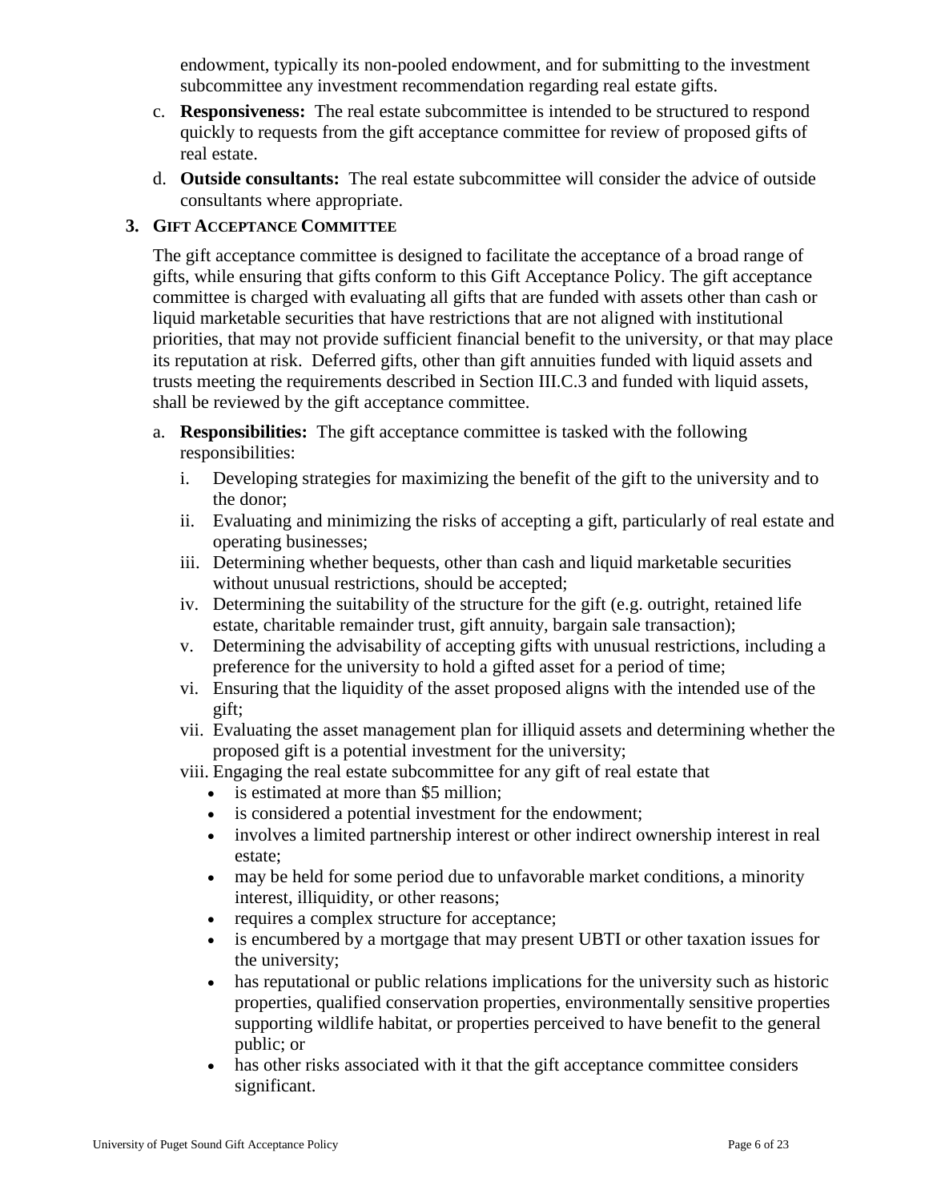endowment, typically its non-pooled endowment, and for submitting to the investment subcommittee any investment recommendation regarding real estate gifts.

c. **Responsiveness:** The real estate subcommittee is intended to be structured to respond quickly to requests from the gift acceptance committee for review of proposed gifts of real estate.

d. **Outside consultants:** The real estate subcommittee will consider the advice of outside consultants where appropriate.

### 3. Gift Acceptance Committee

The gift acceptance committee is designed to facilitate the acceptance of a broad range of gifts, while ensuring that gifts conform to this Gift Acceptance Policy. The gift acceptance committee is charged with evaluating all gifts that are funded with assets other than cash or liquid marketable securities that have restrictions that are not aligned with institutional priorities, that may not provide sufficient financial benefit to the university, or that may place its reputation at risk. Deferred gifts, other than gift annuities funded with liquid assets and trusts meeting the requirements described in Section III.C.3 and funded with liquid assets, shall be reviewed by the gift acceptance committee.

a. **Responsibilities:** The gift acceptance committee is tasked with the following responsibilities:

   i. Developing strategies for maximizing the benefit of the gift to the university and to the donor;

   ii. Evaluating and minimizing the risks of accepting a gift, particularly of real estate and operating businesses;

   iii. Determining whether bequests, other than cash and liquid marketable securities without unusual restrictions, should be accepted;

   iv. Determining the suitability of the structure for the gift (e.g. outright, retained life estate, charitable remainder trust, gift annuity, bargain sale transaction);

   v. Determining the advisability of accepting gifts with unusual restrictions, including a preference for the university to hold a gifted asset for a period of time;

   vi. Ensuring that the liquidity of the asset proposed aligns with the intended use of the gift;

   vii. Evaluating the asset management plan for illiquid assets and determining whether the proposed gift is a potential investment for the university;

   viii. Engaging the real estate subcommittee for any gift of real estate that

   - is estimated at more than $5 million;
   - is considered a potential investment for the endowment;
   - involves a limited partnership interest or other indirect ownership interest in real estate;
   - may be held for some period due to unfavorable market conditions, a minority interest, illiquidity, or other reasons;
   - requires a complex structure for acceptance;
   - is encumbered by a mortgage that may present UBTI or other taxation issues for the university;
   - has reputational or public relations implications for the university such as historic properties, qualified conservation properties, environmentally sensitive properties supporting wildlife habitat, or properties perceived to have benefit to the general public; or
   - has other risks associated with it that the gift acceptance committee considers significant.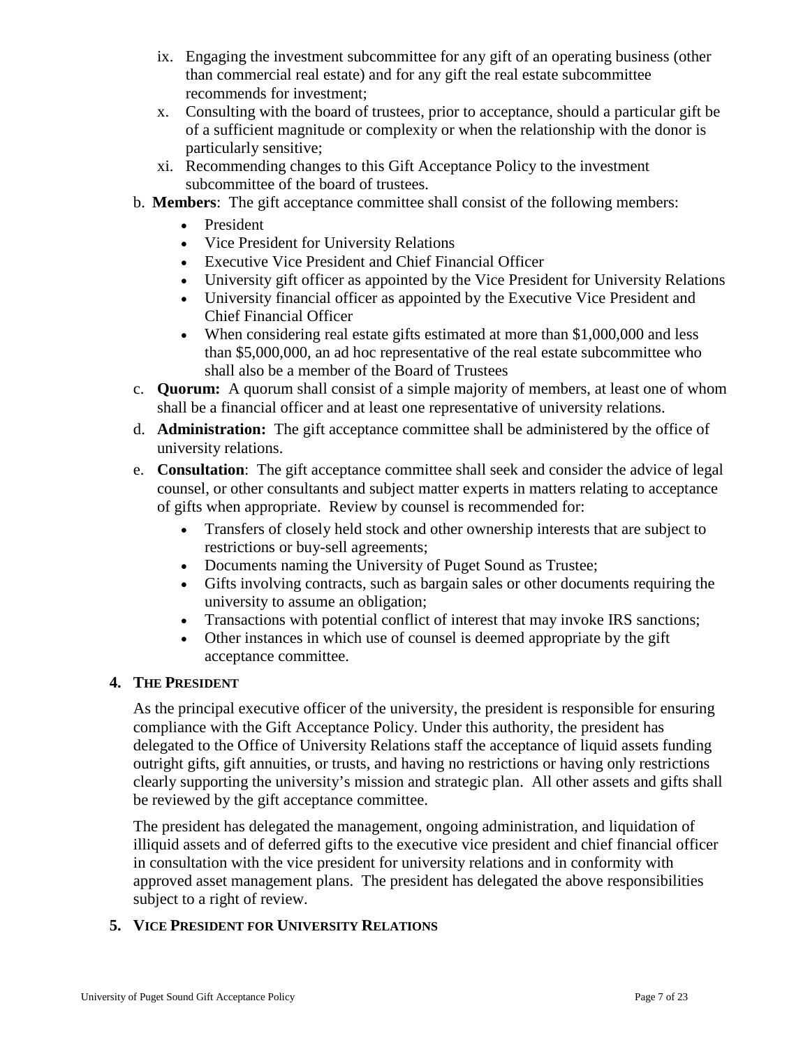ix. Engaging the investment subcommittee for any gift of an operating business (other than commercial real estate) and for any gift the real estate subcommittee recommends for investment;

x. Consulting with the board of trustees, prior to acceptance, should a particular gift be of a sufficient magnitude or complexity or when the relationship with the donor is particularly sensitive;

xi. Recommending changes to this Gift Acceptance Policy to the investment subcommittee of the board of trustees.

b. **Members**: The gift acceptance committee shall consist of the following members:

- President
- Vice President for University Relations
- Executive Vice President and Chief Financial Officer
- University gift officer as appointed by the Vice President for University Relations
- University financial officer as appointed by the Executive Vice President and Chief Financial Officer
- When considering real estate gifts estimated at more than $1,000,000 and less than $5,000,000, an ad hoc representative of the real estate subcommittee who shall also be a member of the Board of Trustees

c. **Quorum:** A quorum shall consist of a simple majority of members, at least one of whom shall be a financial officer and at least one representative of university relations.

d. **Administration:** The gift acceptance committee shall be administered by the office of university relations.

e. **Consultation**: The gift acceptance committee shall seek and consider the advice of legal counsel, or other consultants and subject matter experts in matters relating to acceptance of gifts when appropriate. Review by counsel is recommended for:

- Transfers of closely held stock and other ownership interests that are subject to restrictions or buy-sell agreements;
- Documents naming the University of Puget Sound as Trustee;
- Gifts involving contracts, such as bargain sales or other documents requiring the university to assume an obligation;
- Transactions with potential conflict of interest that may invoke IRS sanctions;
- Other instances in which use of counsel is deemed appropriate by the gift acceptance committee.

## 4. The President

As the principal executive officer of the university, the president is responsible for ensuring compliance with the Gift Acceptance Policy. Under this authority, the president has delegated to the Office of University Relations staff the acceptance of liquid assets funding outright gifts, gift annuities, or trusts, and having no restrictions or having only restrictions clearly supporting the university's mission and strategic plan. All other assets and gifts shall be reviewed by the gift acceptance committee.

The president has delegated the management, ongoing administration, and liquidation of illiquid assets and of deferred gifts to the executive vice president and chief financial officer in consultation with the vice president for university relations and in conformity with approved asset management plans. The president has delegated the above responsibilities subject to a right of review.

## 5. Vice President for University Relations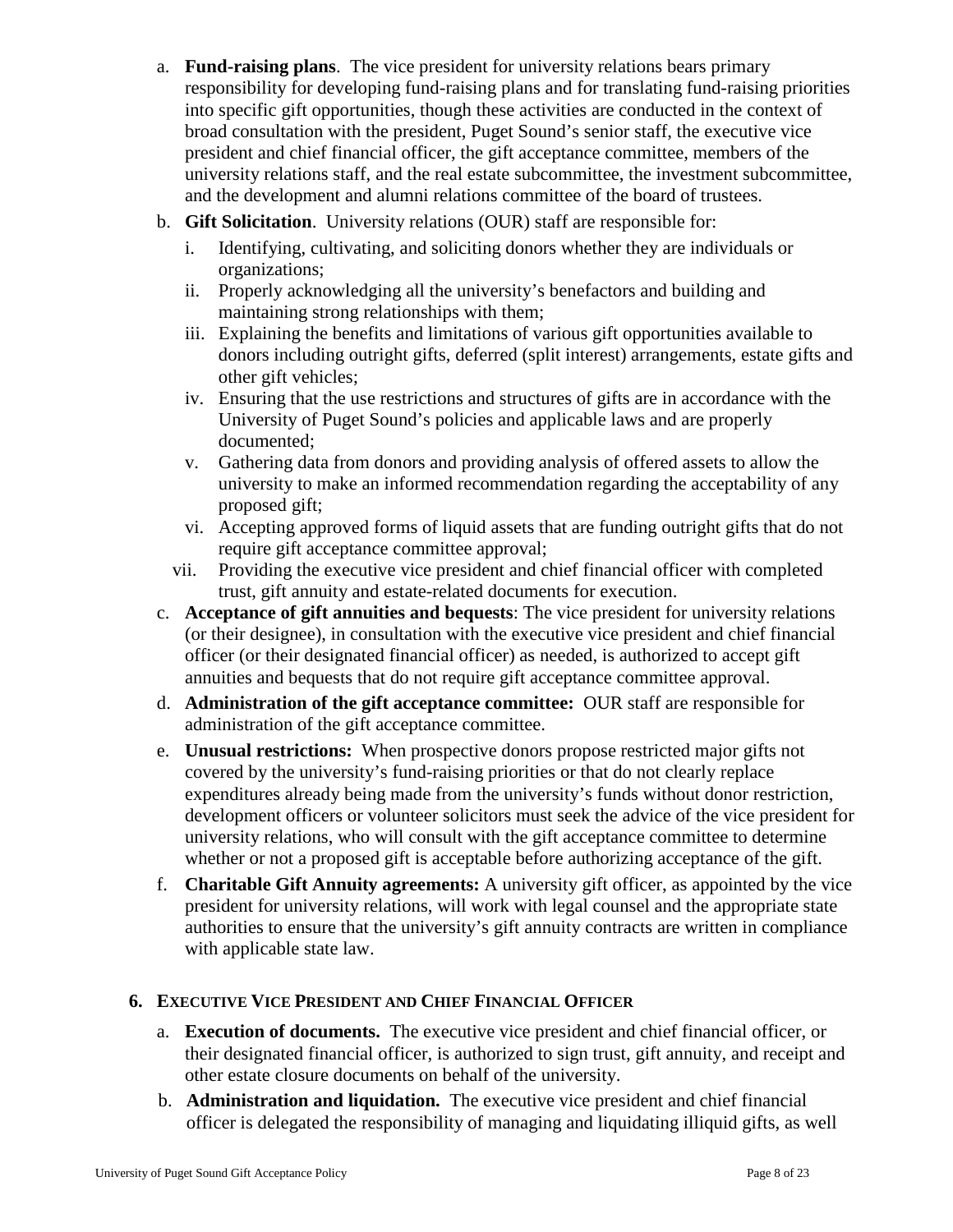a. **Fund-raising plans**. The vice president for university relations bears primary responsibility for developing fund-raising plans and for translating fund-raising priorities into specific gift opportunities, though these activities are conducted in the context of broad consultation with the president, Puget Sound's senior staff, the executive vice president and chief financial officer, the gift acceptance committee, members of the university relations staff, and the real estate subcommittee, the investment subcommittee, and the development and alumni relations committee of the board of trustees.

b. **Gift Solicitation**. University relations (OUR) staff are responsible for:

   i. Identifying, cultivating, and soliciting donors whether they are individuals or organizations;

   ii. Properly acknowledging all the university's benefactors and building and maintaining strong relationships with them;

   iii. Explaining the benefits and limitations of various gift opportunities available to donors including outright gifts, deferred (split interest) arrangements, estate gifts and other gift vehicles;

   iv. Ensuring that the use restrictions and structures of gifts are in accordance with the University of Puget Sound's policies and applicable laws and are properly documented;

   v. Gathering data from donors and providing analysis of offered assets to allow the university to make an informed recommendation regarding the acceptability of any proposed gift;

   vi. Accepting approved forms of liquid assets that are funding outright gifts that do not require gift acceptance committee approval;

   vii. Providing the executive vice president and chief financial officer with completed trust, gift annuity and estate-related documents for execution.

c. **Acceptance of gift annuities and bequests**: The vice president for university relations (or their designee), in consultation with the executive vice president and chief financial officer (or their designated financial officer) as needed, is authorized to accept gift annuities and bequests that do not require gift acceptance committee approval.

d. **Administration of the gift acceptance committee:** OUR staff are responsible for administration of the gift acceptance committee.

e. **Unusual restrictions:** When prospective donors propose restricted major gifts not covered by the university's fund-raising priorities or that do not clearly replace expenditures already being made from the university's funds without donor restriction, development officers or volunteer solicitors must seek the advice of the vice president for university relations, who will consult with the gift acceptance committee to determine whether or not a proposed gift is acceptable before authorizing acceptance of the gift.

f. **Charitable Gift Annuity agreements:** A university gift officer, as appointed by the vice president for university relations, will work with legal counsel and the appropriate state authorities to ensure that the university's gift annuity contracts are written in compliance with applicable state law.

## 6. EXECUTIVE VICE PRESIDENT AND CHIEF FINANCIAL OFFICER

a. **Execution of documents.** The executive vice president and chief financial officer, or their designated financial officer, is authorized to sign trust, gift annuity, and receipt and other estate closure documents on behalf of the university.

b. **Administration and liquidation.** The executive vice president and chief financial officer is delegated the responsibility of managing and liquidating illiquid gifts, as well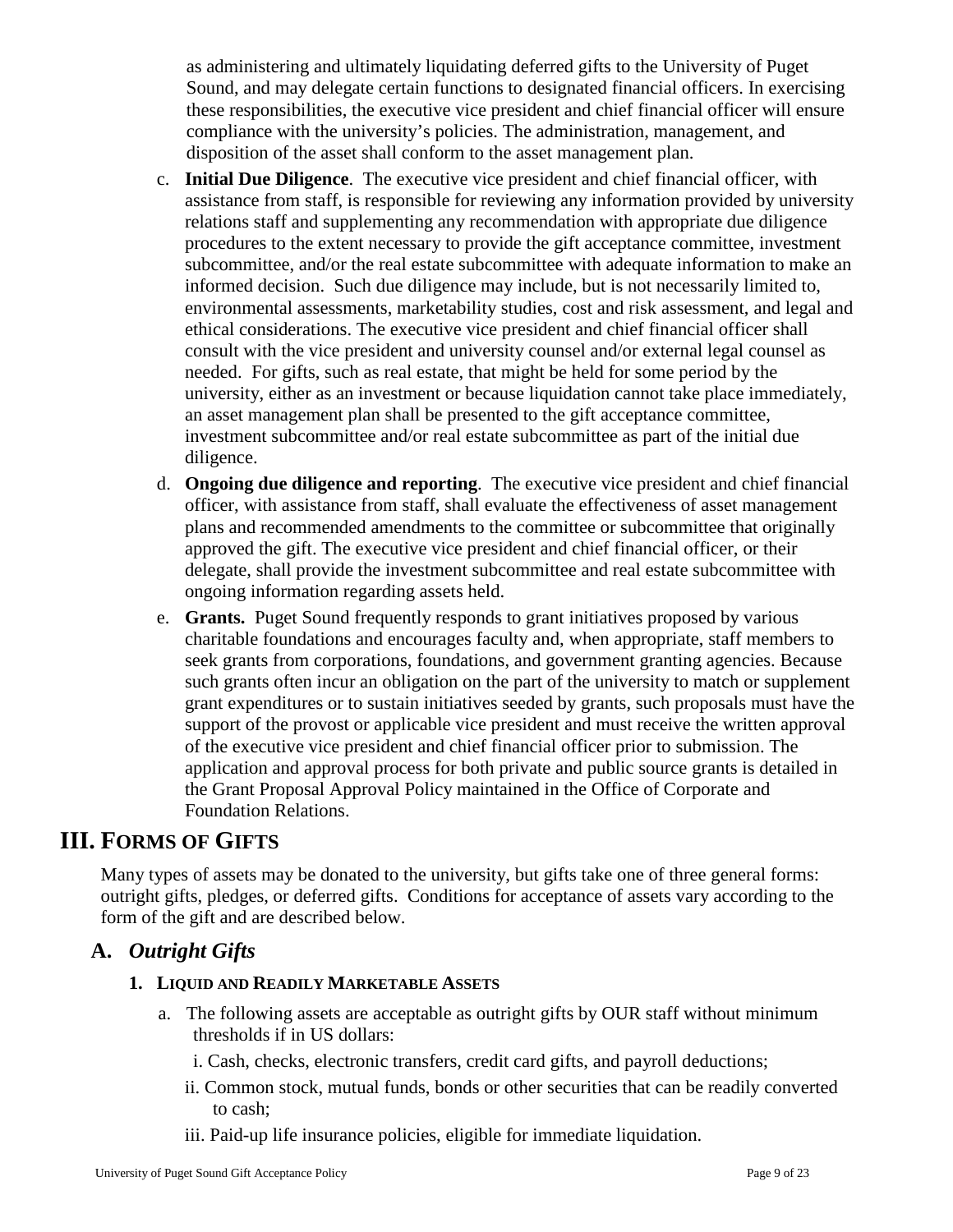as administering and ultimately liquidating deferred gifts to the University of Puget Sound, and may delegate certain functions to designated financial officers. In exercising these responsibilities, the executive vice president and chief financial officer will ensure compliance with the university's policies. The administration, management, and disposition of the asset shall conform to the asset management plan.

c. **Initial Due Diligence**. The executive vice president and chief financial officer, with assistance from staff, is responsible for reviewing any information provided by university relations staff and supplementing any recommendation with appropriate due diligence procedures to the extent necessary to provide the gift acceptance committee, investment subcommittee, and/or the real estate subcommittee with adequate information to make an informed decision. Such due diligence may include, but is not necessarily limited to, environmental assessments, marketability studies, cost and risk assessment, and legal and ethical considerations. The executive vice president and chief financial officer shall consult with the vice president and university counsel and/or external legal counsel as needed. For gifts, such as real estate, that might be held for some period by the university, either as an investment or because liquidation cannot take place immediately, an asset management plan shall be presented to the gift acceptance committee, investment subcommittee and/or real estate subcommittee as part of the initial due diligence.

d. **Ongoing due diligence and reporting**. The executive vice president and chief financial officer, with assistance from staff, shall evaluate the effectiveness of asset management plans and recommended amendments to the committee or subcommittee that originally approved the gift. The executive vice president and chief financial officer, or their delegate, shall provide the investment subcommittee and real estate subcommittee with ongoing information regarding assets held.

e. **Grants.** Puget Sound frequently responds to grant initiatives proposed by various charitable foundations and encourages faculty and, when appropriate, staff members to seek grants from corporations, foundations, and government granting agencies. Because such grants often incur an obligation on the part of the university to match or supplement grant expenditures or to sustain initiatives seeded by grants, such proposals must have the support of the provost or applicable vice president and must receive the written approval of the executive vice president and chief financial officer prior to submission. The application and approval process for both private and public source grants is detailed in the Grant Proposal Approval Policy maintained in the Office of Corporate and Foundation Relations.

# III. Forms of Gifts

Many types of assets may be donated to the university, but gifts take one of three general forms: outright gifts, pledges, or deferred gifts. Conditions for acceptance of assets vary according to the form of the gift and are described below.

## A. *Outright Gifts*

### 1. Liquid and Readily Marketable Assets

a. The following assets are acceptable as outright gifts by OUR staff without minimum thresholds if in US dollars:

   i. Cash, checks, electronic transfers, credit card gifts, and payroll deductions;

   ii. Common stock, mutual funds, bonds or other securities that can be readily converted to cash;

   iii. Paid-up life insurance policies, eligible for immediate liquidation.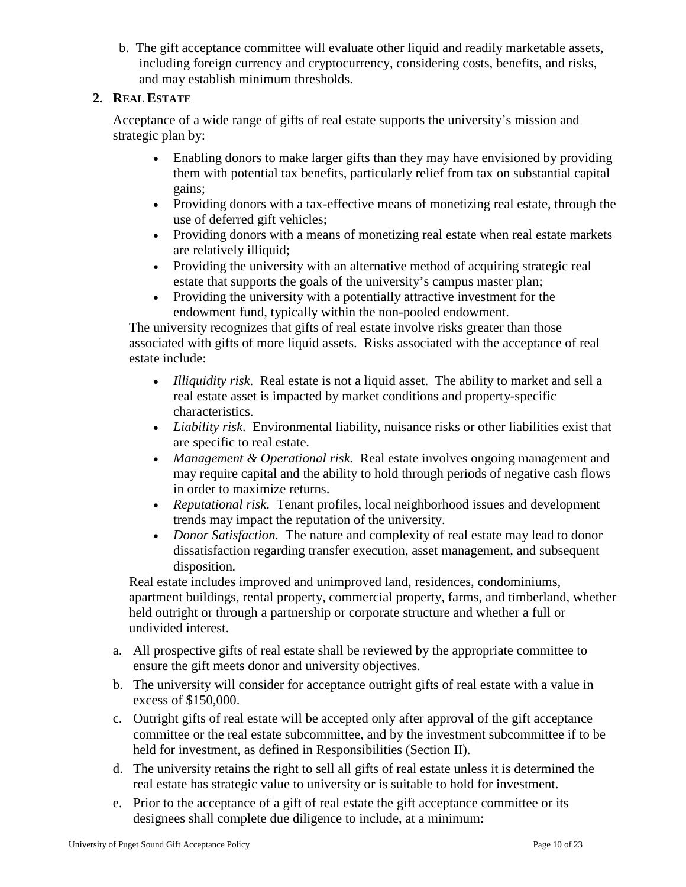b. The gift acceptance committee will evaluate other liquid and readily marketable assets, including foreign currency and cryptocurrency, considering costs, benefits, and risks, and may establish minimum thresholds.

## 2. Real Estate

Acceptance of a wide range of gifts of real estate supports the university's mission and strategic plan by:

- Enabling donors to make larger gifts than they may have envisioned by providing them with potential tax benefits, particularly relief from tax on substantial capital gains;
- Providing donors with a tax-effective means of monetizing real estate, through the use of deferred gift vehicles;
- Providing donors with a means of monetizing real estate when real estate markets are relatively illiquid;
- Providing the university with an alternative method of acquiring strategic real estate that supports the goals of the university's campus master plan;
- Providing the university with a potentially attractive investment for the endowment fund, typically within the non-pooled endowment.

The university recognizes that gifts of real estate involve risks greater than those associated with gifts of more liquid assets. Risks associated with the acceptance of real estate include:

- *Illiquidity risk.* Real estate is not a liquid asset. The ability to market and sell a real estate asset is impacted by market conditions and property-specific characteristics.
- *Liability risk.* Environmental liability, nuisance risks or other liabilities exist that are specific to real estate.
- *Management & Operational risk.* Real estate involves ongoing management and may require capital and the ability to hold through periods of negative cash flows in order to maximize returns.
- *Reputational risk.* Tenant profiles, local neighborhood issues and development trends may impact the reputation of the university.
- *Donor Satisfaction.* The nature and complexity of real estate may lead to donor dissatisfaction regarding transfer execution, asset management, and subsequent disposition.

Real estate includes improved and unimproved land, residences, condominiums, apartment buildings, rental property, commercial property, farms, and timberland, whether held outright or through a partnership or corporate structure and whether a full or undivided interest.

a. All prospective gifts of real estate shall be reviewed by the appropriate committee to ensure the gift meets donor and university objectives.

b. The university will consider for acceptance outright gifts of real estate with a value in excess of $150,000.

c. Outright gifts of real estate will be accepted only after approval of the gift acceptance committee or the real estate subcommittee, and by the investment subcommittee if to be held for investment, as defined in Responsibilities (Section II).

d. The university retains the right to sell all gifts of real estate unless it is determined the real estate has strategic value to university or is suitable to hold for investment.

e. Prior to the acceptance of a gift of real estate the gift acceptance committee or its designees shall complete due diligence to include, at a minimum: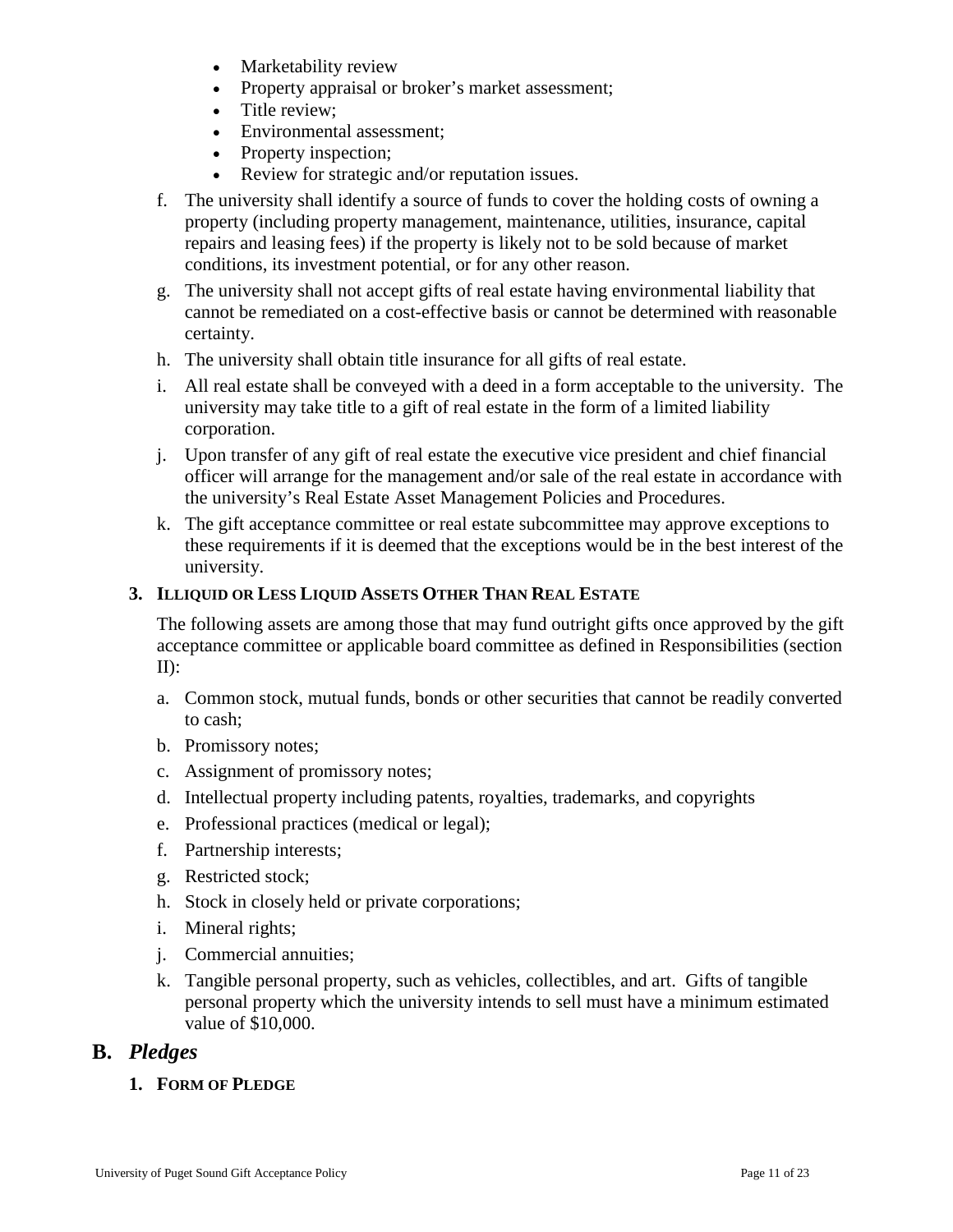- Marketability review
- Property appraisal or broker's market assessment;
- Title review;
- Environmental assessment;
- Property inspection;
- Review for strategic and/or reputation issues.

f. The university shall identify a source of funds to cover the holding costs of owning a property (including property management, maintenance, utilities, insurance, capital repairs and leasing fees) if the property is likely not to be sold because of market conditions, its investment potential, or for any other reason.

g. The university shall not accept gifts of real estate having environmental liability that cannot be remediated on a cost-effective basis or cannot be determined with reasonable certainty.

h. The university shall obtain title insurance for all gifts of real estate.

i. All real estate shall be conveyed with a deed in a form acceptable to the university. The university may take title to a gift of real estate in the form of a limited liability corporation.

j. Upon transfer of any gift of real estate the executive vice president and chief financial officer will arrange for the management and/or sale of the real estate in accordance with the university's Real Estate Asset Management Policies and Procedures.

k. The gift acceptance committee or real estate subcommittee may approve exceptions to these requirements if it is deemed that the exceptions would be in the best interest of the university.

#### 3. Illiquid or Less Liquid Assets Other Than Real Estate

The following assets are among those that may fund outright gifts once approved by the gift acceptance committee or applicable board committee as defined in Responsibilities (section II):

a. Common stock, mutual funds, bonds or other securities that cannot be readily converted to cash;

b. Promissory notes;

c. Assignment of promissory notes;

d. Intellectual property including patents, royalties, trademarks, and copyrights

e. Professional practices (medical or legal);

f. Partnership interests;

g. Restricted stock;

h. Stock in closely held or private corporations;

i. Mineral rights;

j. Commercial annuities;

k. Tangible personal property, such as vehicles, collectibles, and art. Gifts of tangible personal property which the university intends to sell must have a minimum estimated value of $10,000.

### B. *Pledges*

#### 1. Form of Pledge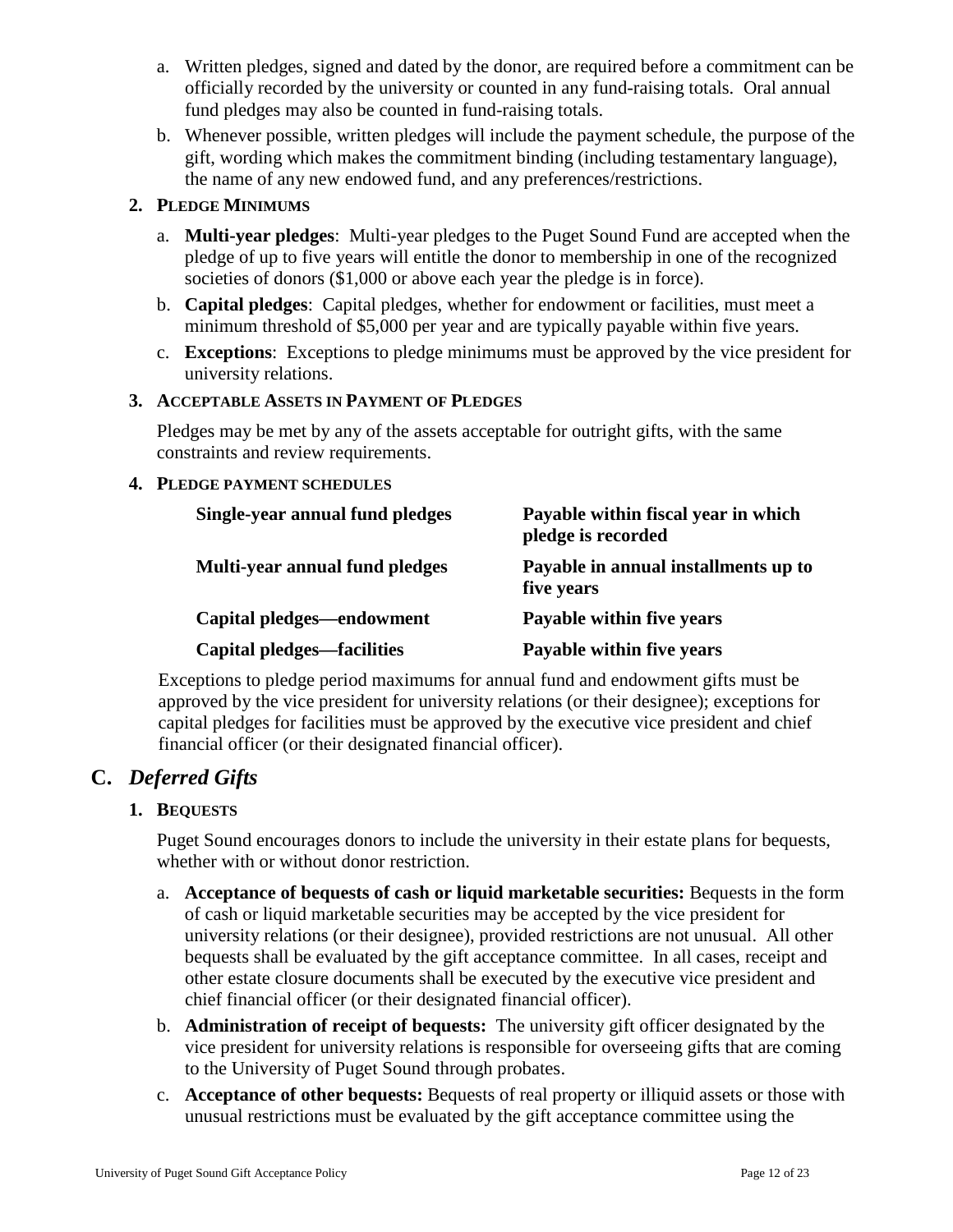a. Written pledges, signed and dated by the donor, are required before a commitment can be officially recorded by the university or counted in any fund-raising totals. Oral annual fund pledges may also be counted in fund-raising totals.
b. Whenever possible, written pledges will include the payment schedule, the purpose of the gift, wording which makes the commitment binding (including testamentary language), the name of any new endowed fund, and any preferences/restrictions.

**2. PLEDGE MINIMUMS**

a. **Multi-year pledges**: Multi-year pledges to the Puget Sound Fund are accepted when the pledge of up to five years will entitle the donor to membership in one of the recognized societies of donors ($1,000 or above each year the pledge is in force).
b. **Capital pledges**: Capital pledges, whether for endowment or facilities, must meet a minimum threshold of $5,000 per year and are typically payable within five years.
c. **Exceptions**: Exceptions to pledge minimums must be approved by the vice president for university relations.

**3. ACCEPTABLE ASSETS IN PAYMENT OF PLEDGES**

Pledges may be met by any of the assets acceptable for outright gifts, with the same constraints and review requirements.

**4. PLEDGE PAYMENT SCHEDULES**

| | |
|---|---|
| **Single-year annual fund pledges** | **Payable within fiscal year in which pledge is recorded** |
| **Multi-year annual fund pledges** | **Payable in annual installments up to five years** |
| **Capital pledges—endowment** | **Payable within five years** |
| **Capital pledges—facilities** | **Payable within five years** |

Exceptions to pledge period maximums for annual fund and endowment gifts must be approved by the vice president for university relations (or their designee); exceptions for capital pledges for facilities must be approved by the executive vice president and chief financial officer (or their designated financial officer).

## C. *Deferred Gifts*

**1. BEQUESTS**

Puget Sound encourages donors to include the university in their estate plans for bequests, whether with or without donor restriction.

a. **Acceptance of bequests of cash or liquid marketable securities:** Bequests in the form of cash or liquid marketable securities may be accepted by the vice president for university relations (or their designee), provided restrictions are not unusual. All other bequests shall be evaluated by the gift acceptance committee. In all cases, receipt and other estate closure documents shall be executed by the executive vice president and chief financial officer (or their designated financial officer).
b. **Administration of receipt of bequests:** The university gift officer designated by the vice president for university relations is responsible for overseeing gifts that are coming to the University of Puget Sound through probates.
c. **Acceptance of other bequests:** Bequests of real property or illiquid assets or those with unusual restrictions must be evaluated by the gift acceptance committee using the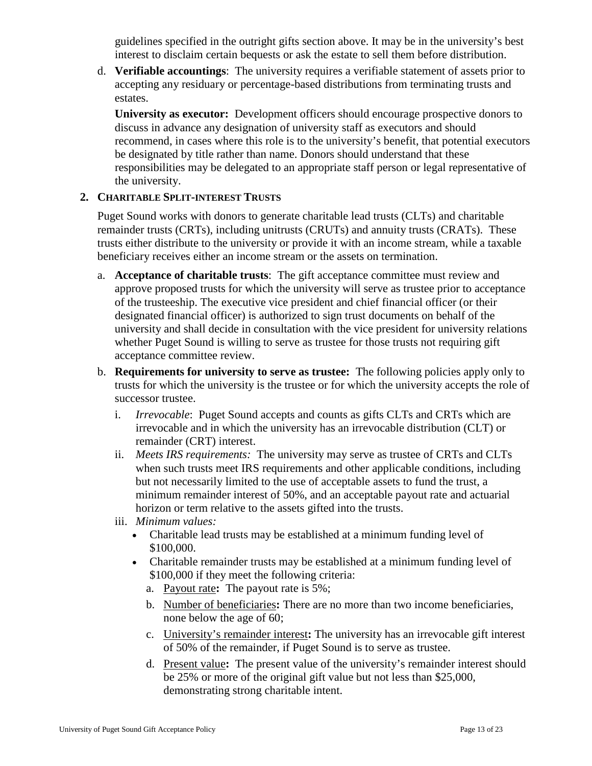guidelines specified in the outright gifts section above. It may be in the university's best interest to disclaim certain bequests or ask the estate to sell them before distribution.

d. **Verifiable accountings**: The university requires a verifiable statement of assets prior to accepting any residuary or percentage-based distributions from terminating trusts and estates.

   **University as executor:** Development officers should encourage prospective donors to discuss in advance any designation of university staff as executors and should recommend, in cases where this role is to the university's benefit, that potential executors be designated by title rather than name. Donors should understand that these responsibilities may be delegated to an appropriate staff person or legal representative of the university.

**2. CHARITABLE SPLIT-INTEREST TRUSTS**

Puget Sound works with donors to generate charitable lead trusts (CLTs) and charitable remainder trusts (CRTs), including unitrusts (CRUTs) and annuity trusts (CRATs). These trusts either distribute to the university or provide it with an income stream, while a taxable beneficiary receives either an income stream or the assets on termination.

a. **Acceptance of charitable trusts**: The gift acceptance committee must review and approve proposed trusts for which the university will serve as trustee prior to acceptance of the trusteeship. The executive vice president and chief financial officer (or their designated financial officer) is authorized to sign trust documents on behalf of the university and shall decide in consultation with the vice president for university relations whether Puget Sound is willing to serve as trustee for those trusts not requiring gift acceptance committee review.

b. **Requirements for university to serve as trustee:** The following policies apply only to trusts for which the university is the trustee or for which the university accepts the role of successor trustee.

   i. *Irrevocable*: Puget Sound accepts and counts as gifts CLTs and CRTs which are irrevocable and in which the university has an irrevocable distribution (CLT) or remainder (CRT) interest.

   ii. *Meets IRS requirements:* The university may serve as trustee of CRTs and CLTs when such trusts meet IRS requirements and other applicable conditions, including but not necessarily limited to the use of acceptable assets to fund the trust, a minimum remainder interest of 50%, and an acceptable payout rate and actuarial horizon or term relative to the assets gifted into the trusts.

   iii. *Minimum values:*

   - Charitable lead trusts may be established at a minimum funding level of $100,000.
   - Charitable remainder trusts may be established at a minimum funding level of $100,000 if they meet the following criteria:
     a. <u>Payout rate</u>**:** The payout rate is 5%;
     b. <u>Number of beneficiaries</u>**:** There are no more than two income beneficiaries, none below the age of 60;
     c. <u>University's remainder interest</u>**:** The university has an irrevocable gift interest of 50% of the remainder, if Puget Sound is to serve as trustee.
     d. <u>Present value</u>**:** The present value of the university's remainder interest should be 25% or more of the original gift value but not less than $25,000, demonstrating strong charitable intent.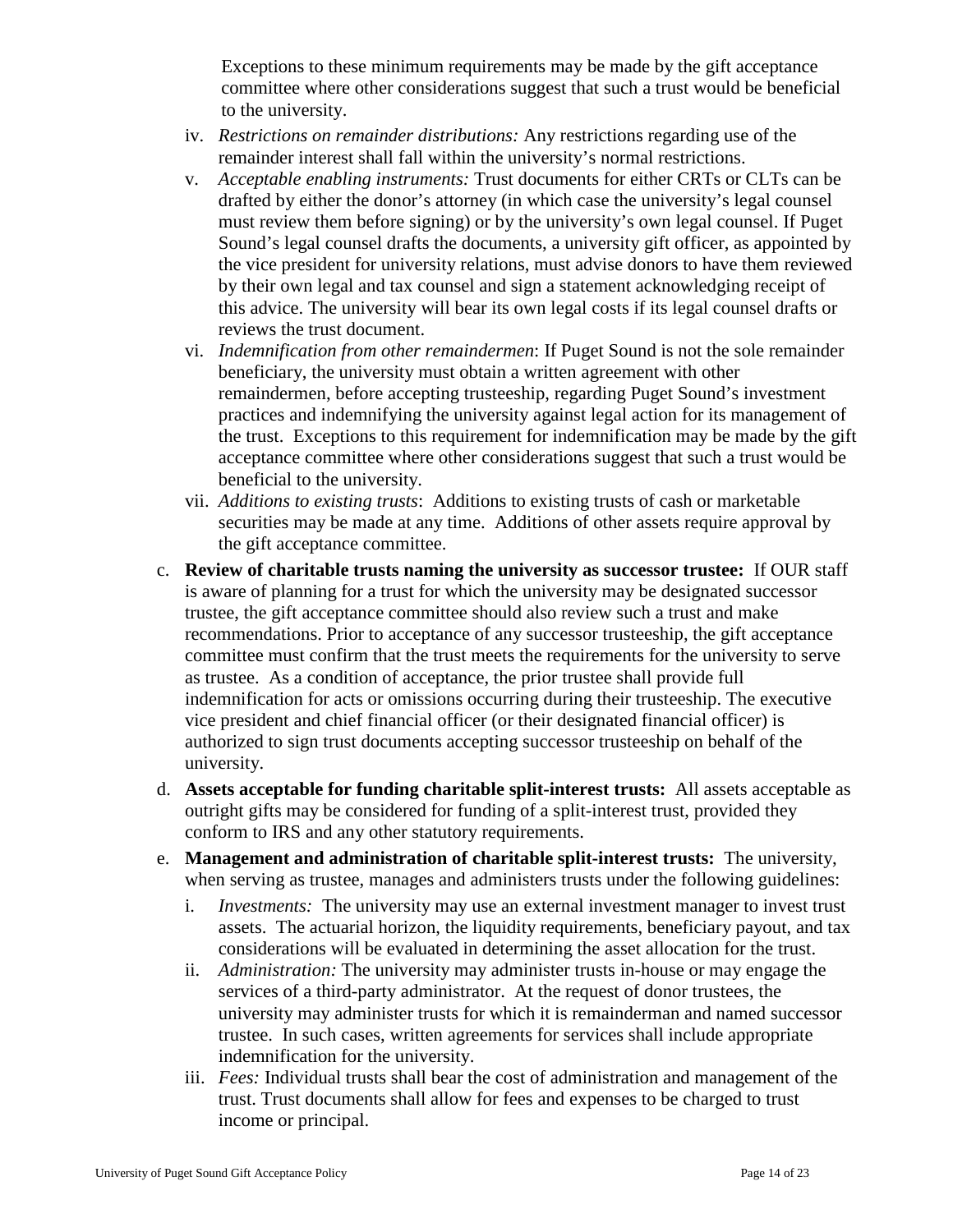Exceptions to these minimum requirements may be made by the gift acceptance committee where other considerations suggest that such a trust would be beneficial to the university.

iv. *Restrictions on remainder distributions:* Any restrictions regarding use of the remainder interest shall fall within the university's normal restrictions.

v. *Acceptable enabling instruments:* Trust documents for either CRTs or CLTs can be drafted by either the donor's attorney (in which case the university's legal counsel must review them before signing) or by the university's own legal counsel. If Puget Sound's legal counsel drafts the documents, a university gift officer, as appointed by the vice president for university relations, must advise donors to have them reviewed by their own legal and tax counsel and sign a statement acknowledging receipt of this advice. The university will bear its own legal costs if its legal counsel drafts or reviews the trust document.

vi. *Indemnification from other remaindermen*: If Puget Sound is not the sole remainder beneficiary, the university must obtain a written agreement with other remaindermen, before accepting trusteeship, regarding Puget Sound's investment practices and indemnifying the university against legal action for its management of the trust. Exceptions to this requirement for indemnification may be made by the gift acceptance committee where other considerations suggest that such a trust would be beneficial to the university.

vii. *Additions to existing trusts*: Additions to existing trusts of cash or marketable securities may be made at any time. Additions of other assets require approval by the gift acceptance committee.

c. **Review of charitable trusts naming the university as successor trustee:** If OUR staff is aware of planning for a trust for which the university may be designated successor trustee, the gift acceptance committee should also review such a trust and make recommendations. Prior to acceptance of any successor trusteeship, the gift acceptance committee must confirm that the trust meets the requirements for the university to serve as trustee. As a condition of acceptance, the prior trustee shall provide full indemnification for acts or omissions occurring during their trusteeship. The executive vice president and chief financial officer (or their designated financial officer) is authorized to sign trust documents accepting successor trusteeship on behalf of the university.

d. **Assets acceptable for funding charitable split-interest trusts:** All assets acceptable as outright gifts may be considered for funding of a split-interest trust, provided they conform to IRS and any other statutory requirements.

e. **Management and administration of charitable split-interest trusts:** The university, when serving as trustee, manages and administers trusts under the following guidelines:

i. *Investments:* The university may use an external investment manager to invest trust assets. The actuarial horizon, the liquidity requirements, beneficiary payout, and tax considerations will be evaluated in determining the asset allocation for the trust.

ii. *Administration:* The university may administer trusts in-house or may engage the services of a third-party administrator. At the request of donor trustees, the university may administer trusts for which it is remainderman and named successor trustee. In such cases, written agreements for services shall include appropriate indemnification for the university.

iii. *Fees:* Individual trusts shall bear the cost of administration and management of the trust. Trust documents shall allow for fees and expenses to be charged to trust income or principal.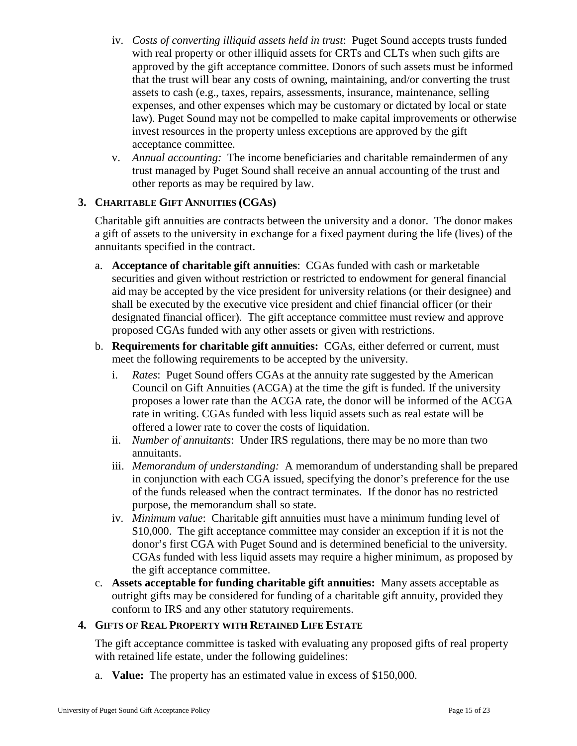iv. *Costs of converting illiquid assets held in trust*: Puget Sound accepts trusts funded with real property or other illiquid assets for CRTs and CLTs when such gifts are approved by the gift acceptance committee. Donors of such assets must be informed that the trust will bear any costs of owning, maintaining, and/or converting the trust assets to cash (e.g., taxes, repairs, assessments, insurance, maintenance, selling expenses, and other expenses which may be customary or dictated by local or state law). Puget Sound may not be compelled to make capital improvements or otherwise invest resources in the property unless exceptions are approved by the gift acceptance committee.

v. *Annual accounting:* The income beneficiaries and charitable remaindermen of any trust managed by Puget Sound shall receive an annual accounting of the trust and other reports as may be required by law.

### 3. CHARITABLE GIFT ANNUITIES (CGAS)

Charitable gift annuities are contracts between the university and a donor. The donor makes a gift of assets to the university in exchange for a fixed payment during the life (lives) of the annuitants specified in the contract.

a. **Acceptance of charitable gift annuities**: CGAs funded with cash or marketable securities and given without restriction or restricted to endowment for general financial aid may be accepted by the vice president for university relations (or their designee) and shall be executed by the executive vice president and chief financial officer (or their designated financial officer). The gift acceptance committee must review and approve proposed CGAs funded with any other assets or given with restrictions.

b. **Requirements for charitable gift annuities:** CGAs, either deferred or current, must meet the following requirements to be accepted by the university.

   i. *Rates*: Puget Sound offers CGAs at the annuity rate suggested by the American Council on Gift Annuities (ACGA) at the time the gift is funded. If the university proposes a lower rate than the ACGA rate, the donor will be informed of the ACGA rate in writing. CGAs funded with less liquid assets such as real estate will be offered a lower rate to cover the costs of liquidation.

   ii. *Number of annuitants*: Under IRS regulations, there may be no more than two annuitants.

   iii. *Memorandum of understanding:* A memorandum of understanding shall be prepared in conjunction with each CGA issued, specifying the donor's preference for the use of the funds released when the contract terminates. If the donor has no restricted purpose, the memorandum shall so state.

   iv. *Minimum value*: Charitable gift annuities must have a minimum funding level of $10,000. The gift acceptance committee may consider an exception if it is not the donor's first CGA with Puget Sound and is determined beneficial to the university. CGAs funded with less liquid assets may require a higher minimum, as proposed by the gift acceptance committee.

c. **Assets acceptable for funding charitable gift annuities:** Many assets acceptable as outright gifts may be considered for funding of a charitable gift annuity, provided they conform to IRS and any other statutory requirements.

### 4. GIFTS OF REAL PROPERTY WITH RETAINED LIFE ESTATE

The gift acceptance committee is tasked with evaluating any proposed gifts of real property with retained life estate, under the following guidelines:

a. **Value:** The property has an estimated value in excess of $150,000.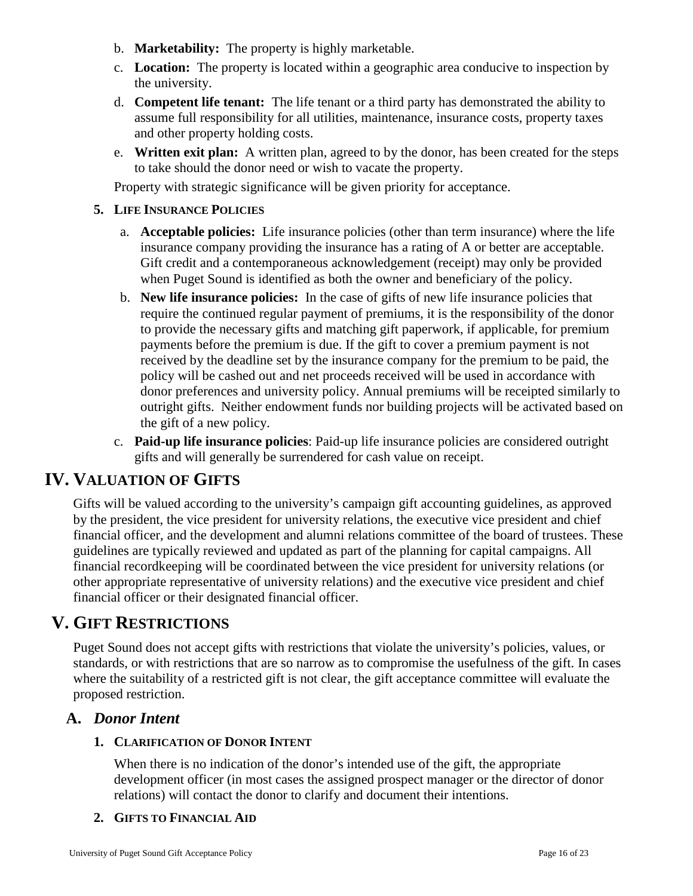b. **Marketability:** The property is highly marketable.

c. **Location:** The property is located within a geographic area conducive to inspection by the university.

d. **Competent life tenant:** The life tenant or a third party has demonstrated the ability to assume full responsibility for all utilities, maintenance, insurance costs, property taxes and other property holding costs.

e. **Written exit plan:** A written plan, agreed to by the donor, has been created for the steps to take should the donor need or wish to vacate the property.

Property with strategic significance will be given priority for acceptance.

#### 5. LIFE INSURANCE POLICIES

a. **Acceptable policies:** Life insurance policies (other than term insurance) where the life insurance company providing the insurance has a rating of A or better are acceptable. Gift credit and a contemporaneous acknowledgement (receipt) may only be provided when Puget Sound is identified as both the owner and beneficiary of the policy.

b. **New life insurance policies:** In the case of gifts of new life insurance policies that require the continued regular payment of premiums, it is the responsibility of the donor to provide the necessary gifts and matching gift paperwork, if applicable, for premium payments before the premium is due. If the gift to cover a premium payment is not received by the deadline set by the insurance company for the premium to be paid, the policy will be cashed out and net proceeds received will be used in accordance with donor preferences and university policy. Annual premiums will be receipted similarly to outright gifts. Neither endowment funds nor building projects will be activated based on the gift of a new policy.

c. **Paid-up life insurance policies**: Paid-up life insurance policies are considered outright gifts and will generally be surrendered for cash value on receipt.

# IV. VALUATION OF GIFTS

Gifts will be valued according to the university's campaign gift accounting guidelines, as approved by the president, the vice president for university relations, the executive vice president and chief financial officer, and the development and alumni relations committee of the board of trustees. These guidelines are typically reviewed and updated as part of the planning for capital campaigns. All financial recordkeeping will be coordinated between the vice president for university relations (or other appropriate representative of university relations) and the executive vice president and chief financial officer or their designated financial officer.

# V. GIFT RESTRICTIONS

Puget Sound does not accept gifts with restrictions that violate the university's policies, values, or standards, or with restrictions that are so narrow as to compromise the usefulness of the gift. In cases where the suitability of a restricted gift is not clear, the gift acceptance committee will evaluate the proposed restriction.

## A. *Donor Intent*

#### 1. CLARIFICATION OF DONOR INTENT

When there is no indication of the donor's intended use of the gift, the appropriate development officer (in most cases the assigned prospect manager or the director of donor relations) will contact the donor to clarify and document their intentions.

#### 2. GIFTS TO FINANCIAL AID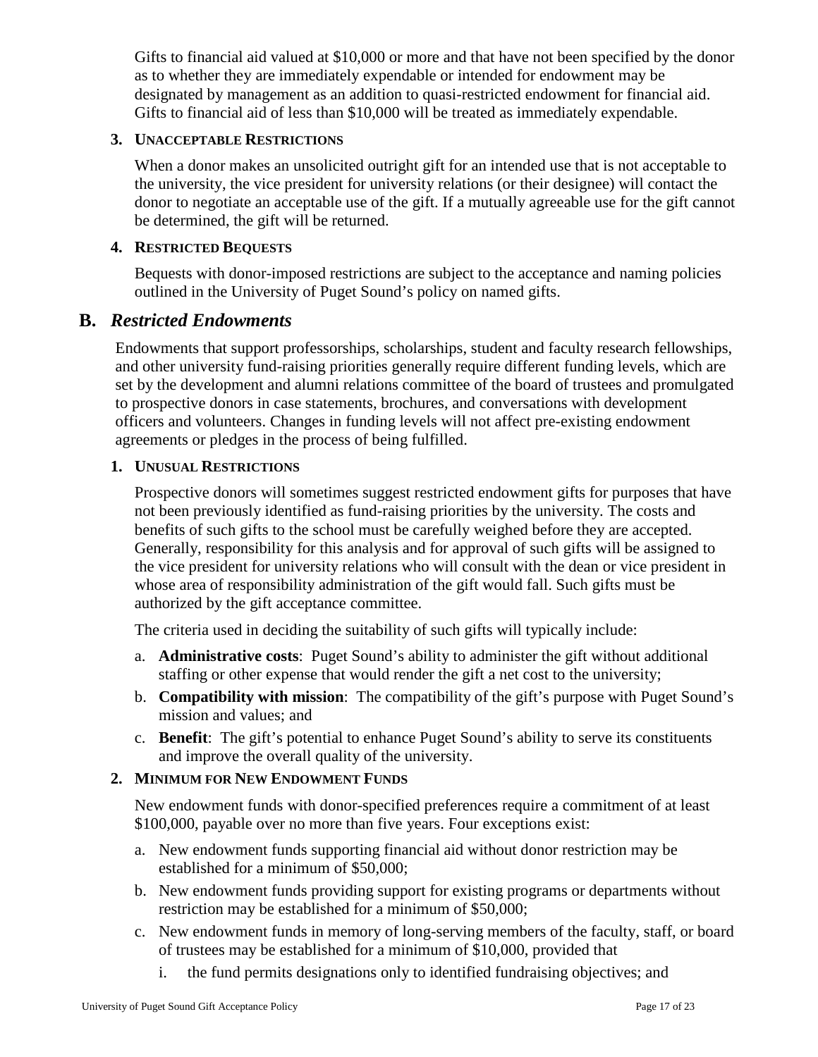Gifts to financial aid valued at $10,000 or more and that have not been specified by the donor as to whether they are immediately expendable or intended for endowment may be designated by management as an addition to quasi-restricted endowment for financial aid. Gifts to financial aid of less than $10,000 will be treated as immediately expendable.

### 3. Unacceptable Restrictions

When a donor makes an unsolicited outright gift for an intended use that is not acceptable to the university, the vice president for university relations (or their designee) will contact the donor to negotiate an acceptable use of the gift. If a mutually agreeable use for the gift cannot be determined, the gift will be returned.

### 4. Restricted Bequests

Bequests with donor-imposed restrictions are subject to the acceptance and naming policies outlined in the University of Puget Sound's policy on named gifts.

## B. *Restricted Endowments*

Endowments that support professorships, scholarships, student and faculty research fellowships, and other university fund-raising priorities generally require different funding levels, which are set by the development and alumni relations committee of the board of trustees and promulgated to prospective donors in case statements, brochures, and conversations with development officers and volunteers. Changes in funding levels will not affect pre-existing endowment agreements or pledges in the process of being fulfilled.

### 1. Unusual Restrictions

Prospective donors will sometimes suggest restricted endowment gifts for purposes that have not been previously identified as fund-raising priorities by the university. The costs and benefits of such gifts to the school must be carefully weighed before they are accepted. Generally, responsibility for this analysis and for approval of such gifts will be assigned to the vice president for university relations who will consult with the dean or vice president in whose area of responsibility administration of the gift would fall. Such gifts must be authorized by the gift acceptance committee.

The criteria used in deciding the suitability of such gifts will typically include:

a. **Administrative costs**: Puget Sound's ability to administer the gift without additional staffing or other expense that would render the gift a net cost to the university;

b. **Compatibility with mission**: The compatibility of the gift's purpose with Puget Sound's mission and values; and

c. **Benefit**: The gift's potential to enhance Puget Sound's ability to serve its constituents and improve the overall quality of the university.

### 2. Minimum for New Endowment Funds

New endowment funds with donor-specified preferences require a commitment of at least $100,000, payable over no more than five years. Four exceptions exist:

a. New endowment funds supporting financial aid without donor restriction may be established for a minimum of $50,000;

b. New endowment funds providing support for existing programs or departments without restriction may be established for a minimum of $50,000;

c. New endowment funds in memory of long-serving members of the faculty, staff, or board of trustees may be established for a minimum of $10,000, provided that

   i. the fund permits designations only to identified fundraising objectives; and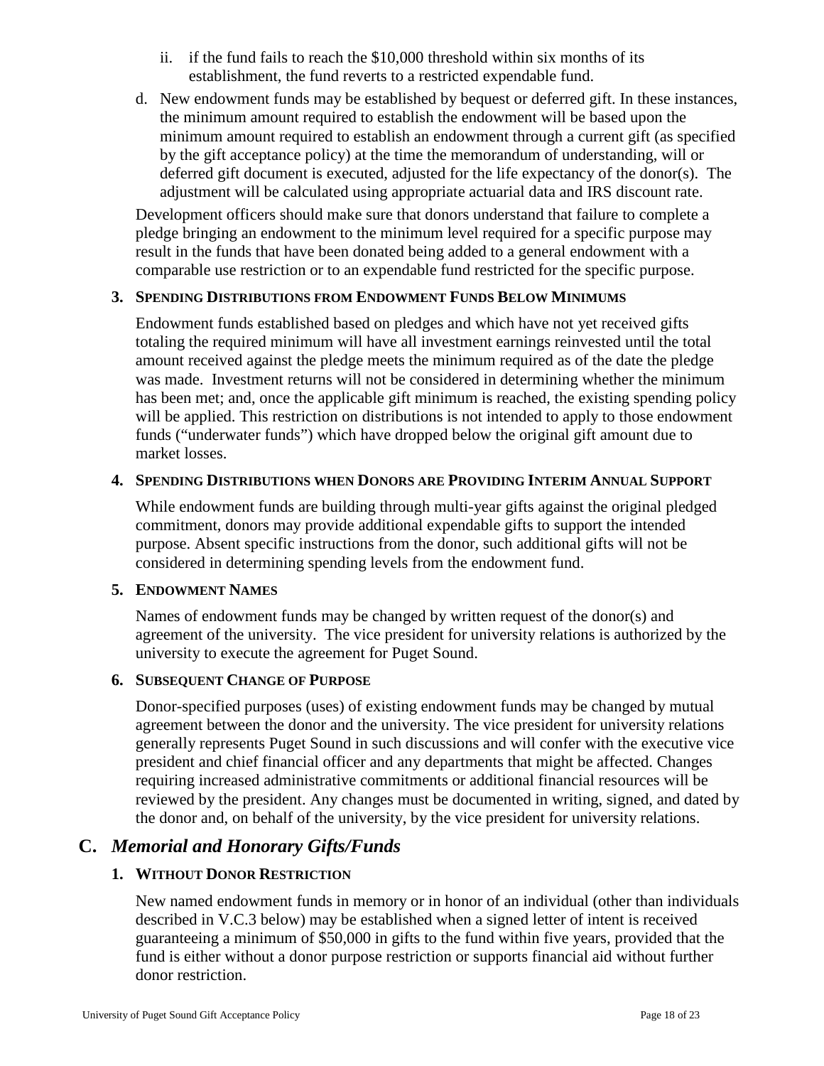ii. if the fund fails to reach the $10,000 threshold within six months of its establishment, the fund reverts to a restricted expendable fund.

d. New endowment funds may be established by bequest or deferred gift. In these instances, the minimum amount required to establish the endowment will be based upon the minimum amount required to establish an endowment through a current gift (as specified by the gift acceptance policy) at the time the memorandum of understanding, will or deferred gift document is executed, adjusted for the life expectancy of the donor(s). The adjustment will be calculated using appropriate actuarial data and IRS discount rate.

Development officers should make sure that donors understand that failure to complete a pledge bringing an endowment to the minimum level required for a specific purpose may result in the funds that have been donated being added to a general endowment with a comparable use restriction or to an expendable fund restricted for the specific purpose.

### 3. Spending Distributions from Endowment Funds Below Minimums

Endowment funds established based on pledges and which have not yet received gifts totaling the required minimum will have all investment earnings reinvested until the total amount received against the pledge meets the minimum required as of the date the pledge was made. Investment returns will not be considered in determining whether the minimum has been met; and, once the applicable gift minimum is reached, the existing spending policy will be applied. This restriction on distributions is not intended to apply to those endowment funds ("underwater funds") which have dropped below the original gift amount due to market losses.

### 4. Spending Distributions when Donors are Providing Interim Annual Support

While endowment funds are building through multi-year gifts against the original pledged commitment, donors may provide additional expendable gifts to support the intended purpose. Absent specific instructions from the donor, such additional gifts will not be considered in determining spending levels from the endowment fund.

### 5. Endowment Names

Names of endowment funds may be changed by written request of the donor(s) and agreement of the university. The vice president for university relations is authorized by the university to execute the agreement for Puget Sound.

### 6. Subsequent Change of Purpose

Donor-specified purposes (uses) of existing endowment funds may be changed by mutual agreement between the donor and the university. The vice president for university relations generally represents Puget Sound in such discussions and will confer with the executive vice president and chief financial officer and any departments that might be affected. Changes requiring increased administrative commitments or additional financial resources will be reviewed by the president. Any changes must be documented in writing, signed, and dated by the donor and, on behalf of the university, by the vice president for university relations.

## C. *Memorial and Honorary Gifts/Funds*

### 1. Without Donor Restriction

New named endowment funds in memory or in honor of an individual (other than individuals described in V.C.3 below) may be established when a signed letter of intent is received guaranteeing a minimum of $50,000 in gifts to the fund within five years, provided that the fund is either without a donor purpose restriction or supports financial aid without further donor restriction.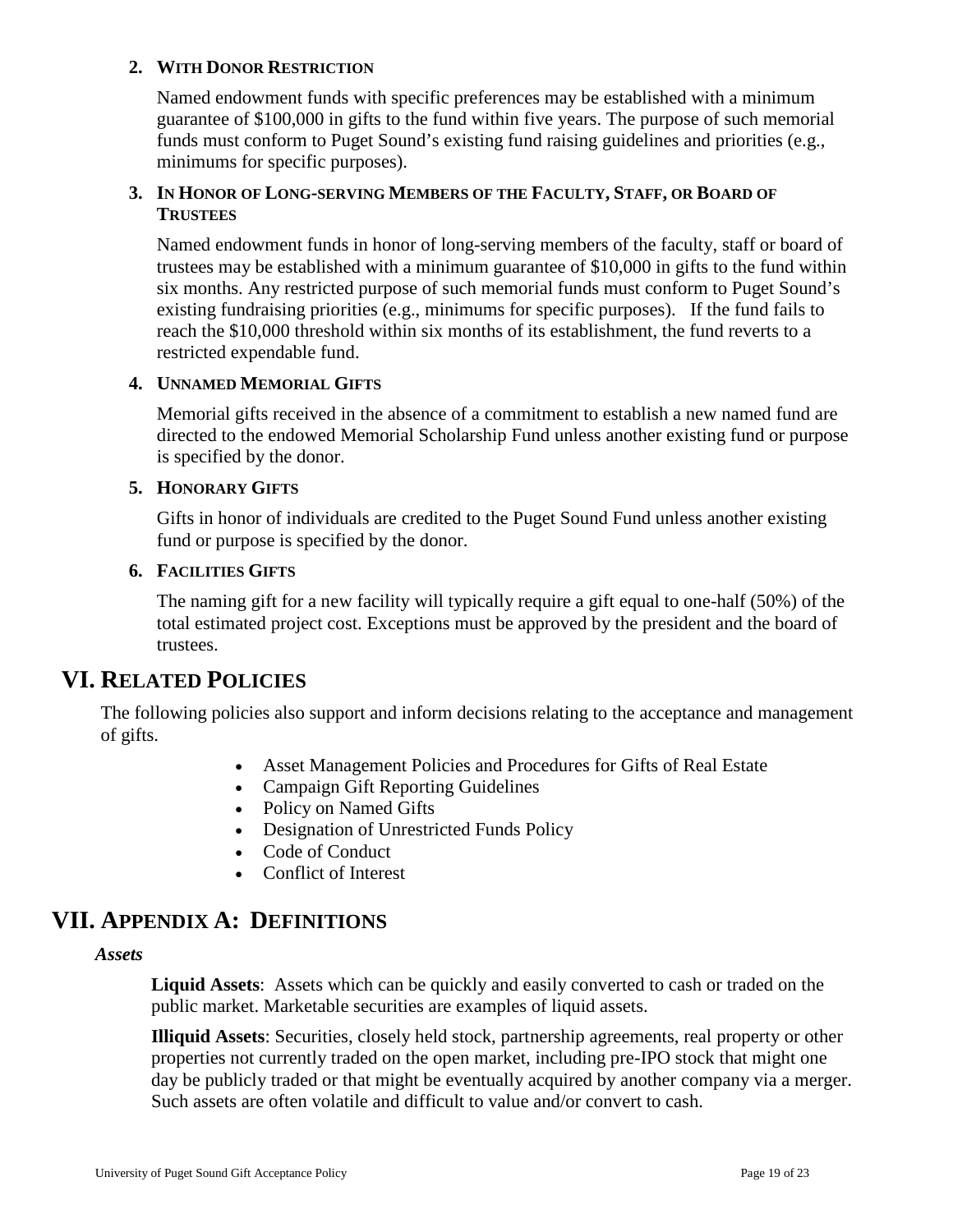2. **WITH DONOR RESTRICTION**

   Named endowment funds with specific preferences may be established with a minimum guarantee of $100,000 in gifts to the fund within five years. The purpose of such memorial funds must conform to Puget Sound's existing fund raising guidelines and priorities (e.g., minimums for specific purposes).

3. **IN HONOR OF LONG-SERVING MEMBERS OF THE FACULTY, STAFF, OR BOARD OF TRUSTEES**

   Named endowment funds in honor of long-serving members of the faculty, staff or board of trustees may be established with a minimum guarantee of $10,000 in gifts to the fund within six months. Any restricted purpose of such memorial funds must conform to Puget Sound's existing fundraising priorities (e.g., minimums for specific purposes). If the fund fails to reach the $10,000 threshold within six months of its establishment, the fund reverts to a restricted expendable fund.

4. **UNNAMED MEMORIAL GIFTS**

   Memorial gifts received in the absence of a commitment to establish a new named fund are directed to the endowed Memorial Scholarship Fund unless another existing fund or purpose is specified by the donor.

5. **HONORARY GIFTS**

   Gifts in honor of individuals are credited to the Puget Sound Fund unless another existing fund or purpose is specified by the donor.

6. **FACILITIES GIFTS**

   The naming gift for a new facility will typically require a gift equal to one-half (50%) of the total estimated project cost. Exceptions must be approved by the president and the board of trustees.

# VI. RELATED POLICIES

The following policies also support and inform decisions relating to the acceptance and management of gifts.

- Asset Management Policies and Procedures for Gifts of Real Estate
- Campaign Gift Reporting Guidelines
- Policy on Named Gifts
- Designation of Unrestricted Funds Policy
- Code of Conduct
- Conflict of Interest

# VII. APPENDIX A: DEFINITIONS

***Assets***

**Liquid Assets**: Assets which can be quickly and easily converted to cash or traded on the public market. Marketable securities are examples of liquid assets.

**Illiquid Assets**: Securities, closely held stock, partnership agreements, real property or other properties not currently traded on the open market, including pre-IPO stock that might one day be publicly traded or that might be eventually acquired by another company via a merger. Such assets are often volatile and difficult to value and/or convert to cash.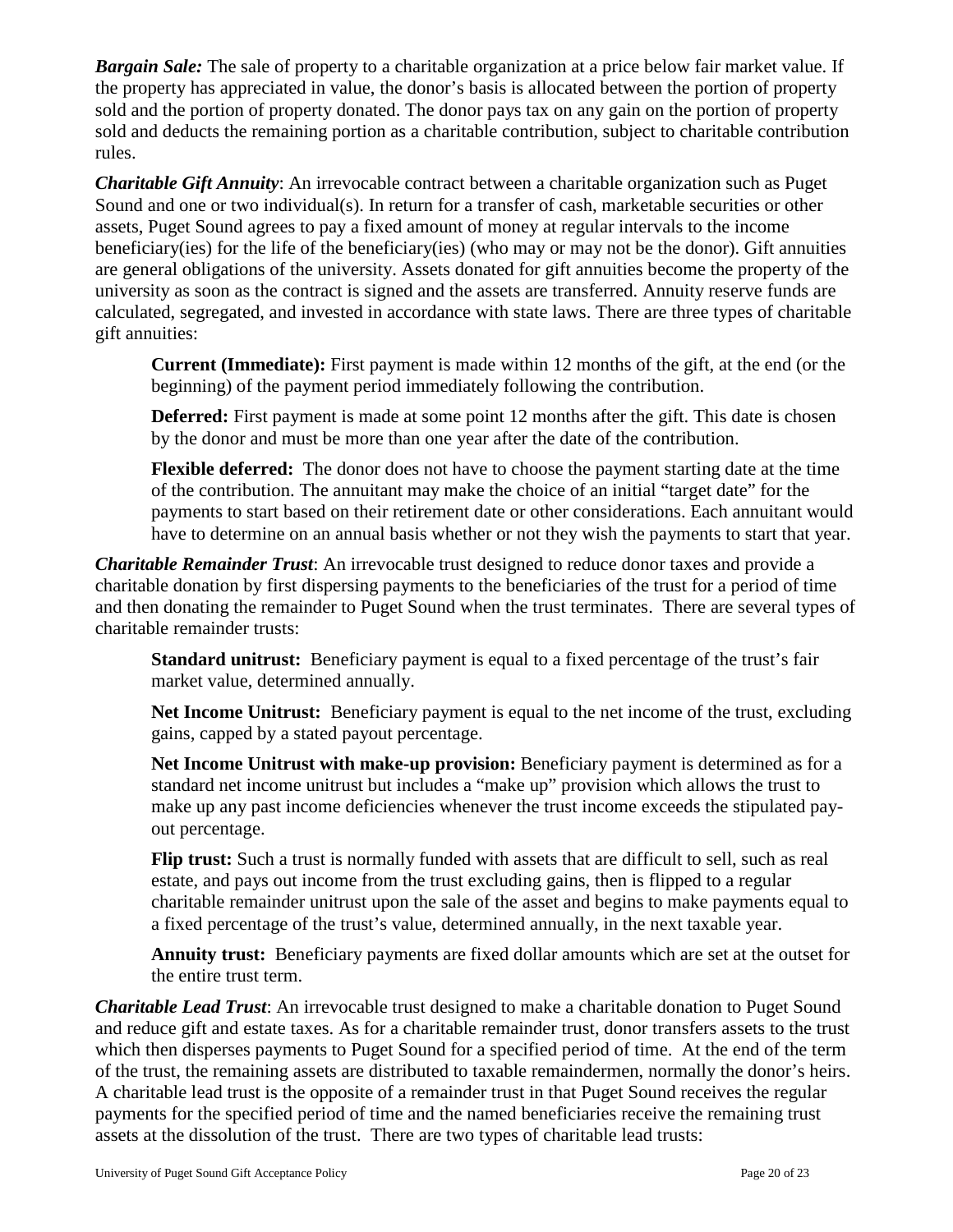***Bargain Sale:*** The sale of property to a charitable organization at a price below fair market value. If the property has appreciated in value, the donor's basis is allocated between the portion of property sold and the portion of property donated. The donor pays tax on any gain on the portion of property sold and deducts the remaining portion as a charitable contribution, subject to charitable contribution rules.

***Charitable Gift Annuity***: An irrevocable contract between a charitable organization such as Puget Sound and one or two individual(s). In return for a transfer of cash, marketable securities or other assets, Puget Sound agrees to pay a fixed amount of money at regular intervals to the income beneficiary(ies) for the life of the beneficiary(ies) (who may or may not be the donor). Gift annuities are general obligations of the university. Assets donated for gift annuities become the property of the university as soon as the contract is signed and the assets are transferred. Annuity reserve funds are calculated, segregated, and invested in accordance with state laws. There are three types of charitable gift annuities:

> **Current (Immediate):** First payment is made within 12 months of the gift, at the end (or the beginning) of the payment period immediately following the contribution.
>
> **Deferred:** First payment is made at some point 12 months after the gift. This date is chosen by the donor and must be more than one year after the date of the contribution.
>
> **Flexible deferred:** The donor does not have to choose the payment starting date at the time of the contribution. The annuitant may make the choice of an initial "target date" for the payments to start based on their retirement date or other considerations. Each annuitant would have to determine on an annual basis whether or not they wish the payments to start that year.

***Charitable Remainder Trust***: An irrevocable trust designed to reduce donor taxes and provide a charitable donation by first dispersing payments to the beneficiaries of the trust for a period of time and then donating the remainder to Puget Sound when the trust terminates. There are several types of charitable remainder trusts:

> **Standard unitrust:** Beneficiary payment is equal to a fixed percentage of the trust's fair market value, determined annually.
>
> **Net Income Unitrust:** Beneficiary payment is equal to the net income of the trust, excluding gains, capped by a stated payout percentage.
>
> **Net Income Unitrust with make-up provision:** Beneficiary payment is determined as for a standard net income unitrust but includes a "make up" provision which allows the trust to make up any past income deficiencies whenever the trust income exceeds the stipulated pay-out percentage.
>
> **Flip trust:** Such a trust is normally funded with assets that are difficult to sell, such as real estate, and pays out income from the trust excluding gains, then is flipped to a regular charitable remainder unitrust upon the sale of the asset and begins to make payments equal to a fixed percentage of the trust's value, determined annually, in the next taxable year.
>
> **Annuity trust:** Beneficiary payments are fixed dollar amounts which are set at the outset for the entire trust term.

***Charitable Lead Trust***: An irrevocable trust designed to make a charitable donation to Puget Sound and reduce gift and estate taxes. As for a charitable remainder trust, donor transfers assets to the trust which then disperses payments to Puget Sound for a specified period of time. At the end of the term of the trust, the remaining assets are distributed to taxable remaindermen, normally the donor's heirs. A charitable lead trust is the opposite of a remainder trust in that Puget Sound receives the regular payments for the specified period of time and the named beneficiaries receive the remaining trust assets at the dissolution of the trust. There are two types of charitable lead trusts: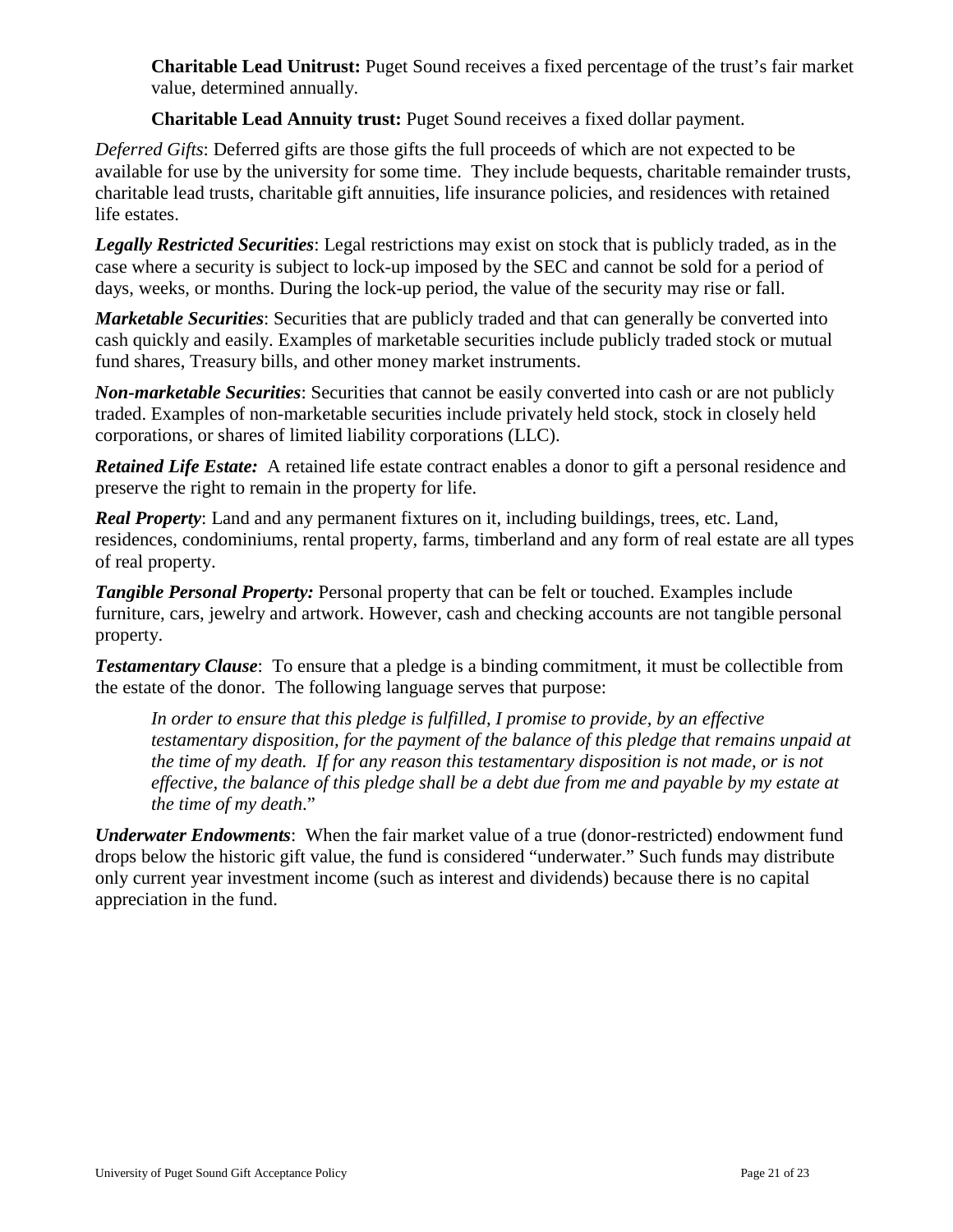**Charitable Lead Unitrust:** Puget Sound receives a fixed percentage of the trust's fair market value, determined annually.

**Charitable Lead Annuity trust:** Puget Sound receives a fixed dollar payment.

*Deferred Gifts*: Deferred gifts are those gifts the full proceeds of which are not expected to be available for use by the university for some time. They include bequests, charitable remainder trusts, charitable lead trusts, charitable gift annuities, life insurance policies, and residences with retained life estates.

***Legally Restricted Securities***: Legal restrictions may exist on stock that is publicly traded, as in the case where a security is subject to lock-up imposed by the SEC and cannot be sold for a period of days, weeks, or months. During the lock-up period, the value of the security may rise or fall.

***Marketable Securities***: Securities that are publicly traded and that can generally be converted into cash quickly and easily. Examples of marketable securities include publicly traded stock or mutual fund shares, Treasury bills, and other money market instruments.

***Non-marketable Securities***: Securities that cannot be easily converted into cash or are not publicly traded. Examples of non-marketable securities include privately held stock, stock in closely held corporations, or shares of limited liability corporations (LLC).

***Retained Life Estate:*** A retained life estate contract enables a donor to gift a personal residence and preserve the right to remain in the property for life.

***Real Property***: Land and any permanent fixtures on it, including buildings, trees, etc. Land, residences, condominiums, rental property, farms, timberland and any form of real estate are all types of real property.

***Tangible Personal Property:*** Personal property that can be felt or touched. Examples include furniture, cars, jewelry and artwork. However, cash and checking accounts are not tangible personal property.

***Testamentary Clause***: To ensure that a pledge is a binding commitment, it must be collectible from the estate of the donor. The following language serves that purpose:

> *In order to ensure that this pledge is fulfilled, I promise to provide, by an effective testamentary disposition, for the payment of the balance of this pledge that remains unpaid at the time of my death. If for any reason this testamentary disposition is not made, or is not effective, the balance of this pledge shall be a debt due from me and payable by my estate at the time of my death*."

***Underwater Endowments***: When the fair market value of a true (donor-restricted) endowment fund drops below the historic gift value, the fund is considered "underwater." Such funds may distribute only current year investment income (such as interest and dividends) because there is no capital appreciation in the fund.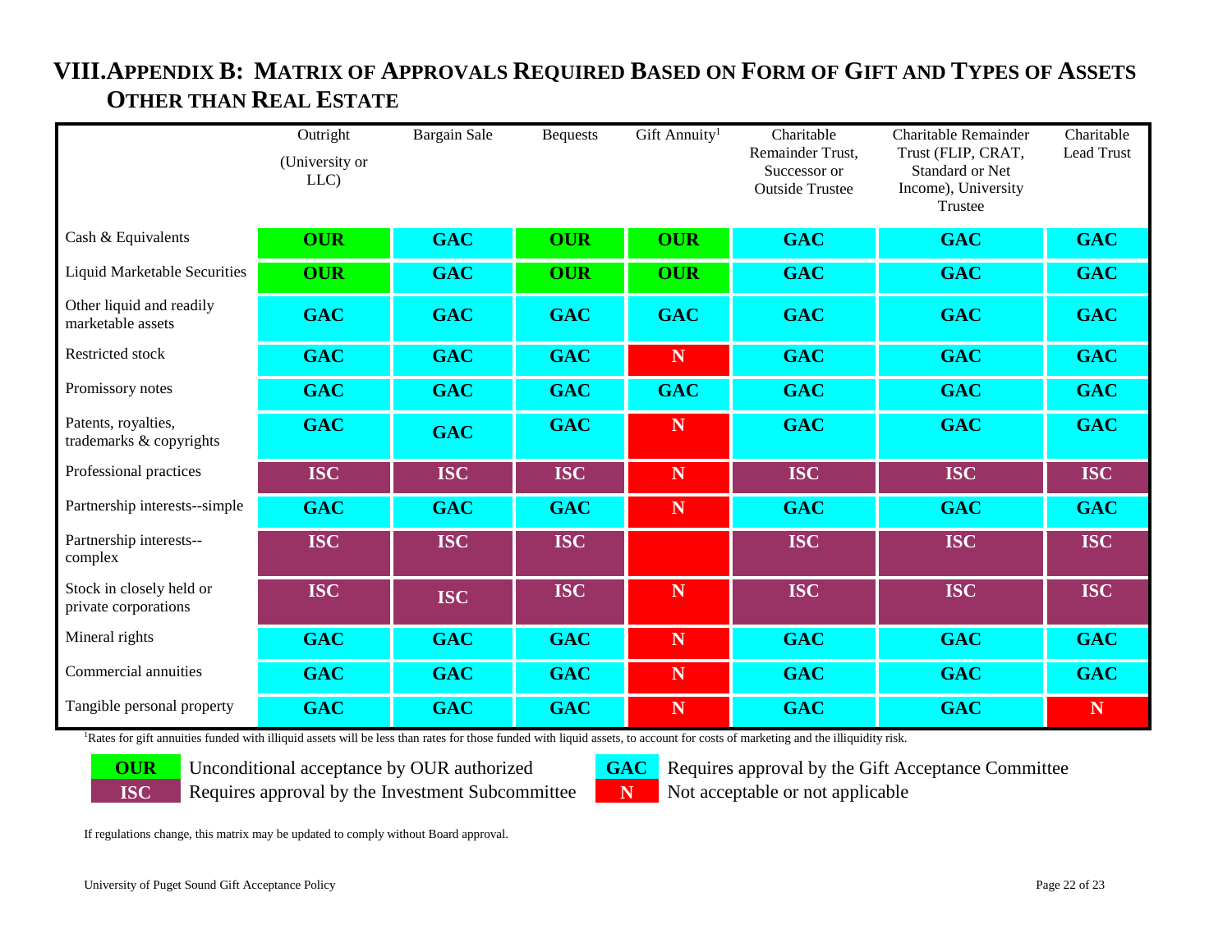# VIII. Appendix B: Matrix of Approvals Required Based on Form of Gift and Types of Assets Other than Real Estate

| | Outright (University or LLC) | Bargain Sale | Bequests | Gift Annuity[1] | Charitable Remainder Trust, Successor or Outside Trustee | Charitable Remainder Trust (FLIP, CRAT, Standard or Net Income), University Trustee | Charitable Lead Trust |
|---|---|---|---|---|---|---|---|
| Cash & Equivalents | **OUR** | **GAC** | **OUR** | **OUR** | **GAC** | **GAC** | **GAC** |
| Liquid Marketable Securities | **OUR** | **GAC** | **OUR** | **OUR** | **GAC** | **GAC** | **GAC** |
| Other liquid and readily marketable assets | **GAC** | **GAC** | **GAC** | **GAC** | **GAC** | **GAC** | **GAC** |
| Restricted stock | **GAC** | **GAC** | **GAC** | **N** | **GAC** | **GAC** | **GAC** |
| Promissory notes | **GAC** | **GAC** | **GAC** | **GAC** | **GAC** | **GAC** | **GAC** |
| Patents, royalties, trademarks & copyrights | **GAC** | **GAC** | **GAC** | **N** | **GAC** | **GAC** | **GAC** |
| Professional practices | **ISC** | **ISC** | **ISC** | **N** | **ISC** | **ISC** | **ISC** |
| Partnership interests--simple | **GAC** | **GAC** | **GAC** | **N** | **GAC** | **GAC** | **GAC** |
| Partnership interests--complex | **ISC** | **ISC** | **ISC** | | **ISC** | **ISC** | **ISC** |
| Stock in closely held or private corporations | **ISC** | **ISC** | **ISC** | **N** | **ISC** | **ISC** | **ISC** |
| Mineral rights | **GAC** | **GAC** | **GAC** | **N** | **GAC** | **GAC** | **GAC** |
| Commercial annuities | **GAC** | **GAC** | **GAC** | **N** | **GAC** | **GAC** | **GAC** |
| Tangible personal property | **GAC** | **GAC** | **GAC** | **N** | **GAC** | **GAC** | **N** |

[1]Rates for gift annuities funded with illiquid assets will be less than rates for those funded with liquid assets, to account for costs of marketing and the illiquidity risk.

- **OUR** Unconditional acceptance by OUR authorized
- **ISC** Requires approval by the Investment Subcommittee
- **GAC** Requires approval by the Gift Acceptance Committee
- **N** Not acceptable or not applicable

If regulations change, this matrix may be updated to comply without Board approval.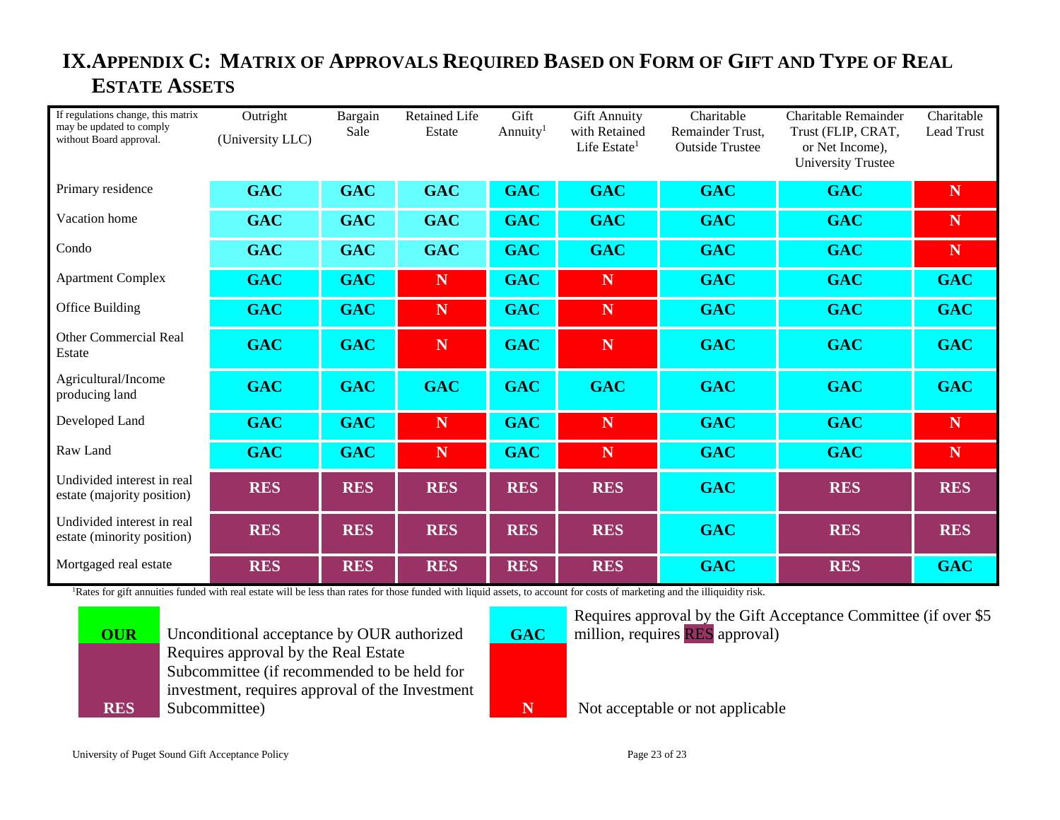# IX. APPENDIX C: MATRIX OF APPROVALS REQUIRED BASED ON FORM OF GIFT AND TYPE OF REAL ESTATE ASSETS

| If regulations change, this matrix may be updated to comply without Board approval. | Outright (University LLC) | Bargain Sale | Retained Life Estate | Gift Annuity[1] | Gift Annuity with Retained Life Estate[1] | Charitable Remainder Trust, Outside Trustee | Charitable Remainder Trust (FLIP, CRAT, or Net Income), University Trustee | Charitable Lead Trust |
|---|---|---|---|---|---|---|---|---|
| Primary residence | **GAC** | **GAC** | **GAC** | **GAC** | **GAC** | **GAC** | **GAC** | **N** |
| Vacation home | **GAC** | **GAC** | **GAC** | **GAC** | **GAC** | **GAC** | **GAC** | **N** |
| Condo | **GAC** | **GAC** | **GAC** | **GAC** | **GAC** | **GAC** | **GAC** | **N** |
| Apartment Complex | **GAC** | **GAC** | **N** | **GAC** | **N** | **GAC** | **GAC** | **GAC** |
| Office Building | **GAC** | **GAC** | **N** | **GAC** | **N** | **GAC** | **GAC** | **GAC** |
| Other Commercial Real Estate | **GAC** | **GAC** | **N** | **GAC** | **N** | **GAC** | **GAC** | **GAC** |
| Agricultural/Income producing land | **GAC** | **GAC** | **GAC** | **GAC** | **GAC** | **GAC** | **GAC** | **GAC** |
| Developed Land | **GAC** | **GAC** | **N** | **GAC** | **N** | **GAC** | **GAC** | **N** |
| Raw Land | **GAC** | **GAC** | **N** | **GAC** | **N** | **GAC** | **GAC** | **N** |
| Undivided interest in real estate (majority position) | **RES** | **RES** | **RES** | **RES** | **RES** | **GAC** | **RES** | **RES** |
| Undivided interest in real estate (minority position) | **RES** | **RES** | **RES** | **RES** | **RES** | **GAC** | **RES** | **RES** |
| Mortgaged real estate | **RES** | **RES** | **RES** | **RES** | **RES** | **GAC** | **RES** | **GAC** |

[1]Rates for gift annuities funded with real estate will be less than rates for those funded with liquid assets, to account for costs of marketing and the illiquidity risk.

**OUR** Unconditional acceptance by OUR authorized

**RES** Requires approval by the Real Estate Subcommittee (if recommended to be held for investment, requires approval of the Investment Subcommittee)

**GAC** Requires approval by the Gift Acceptance Committee (if over $5 million, requires RES approval)

**N** Not acceptable or not applicable